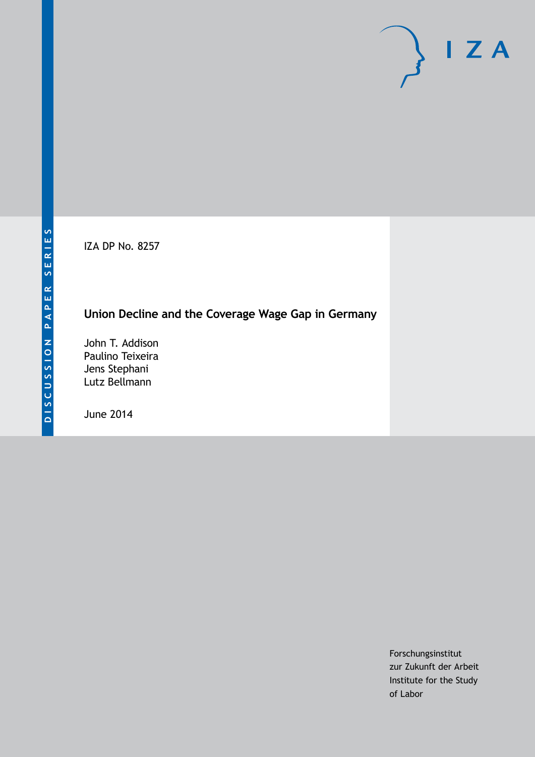DISCUSSION PAPER SERIES

IZA

IZA DP No. 8257

# Union Decline and the Coverage Wage Gap in Germany

John T. Addison
Paulino Teixeira
Jens Stephani
Lutz Bellmann

June 2014

Forschungsinstitut
zur Zukunft der Arbeit
Institute for the Study
of Labor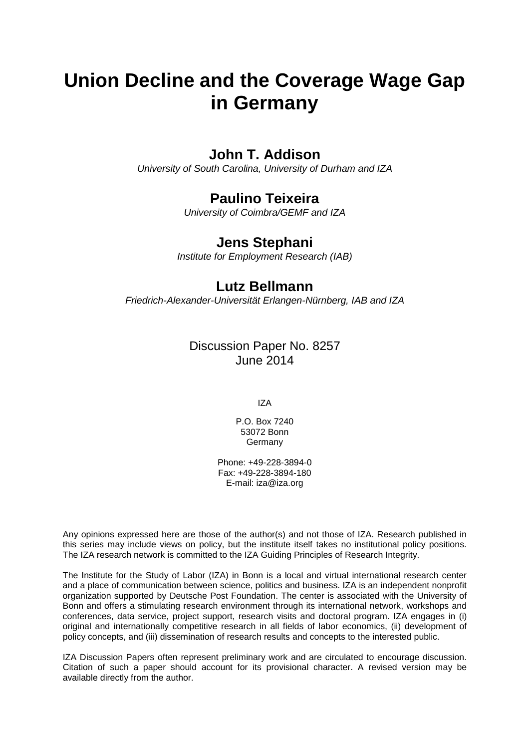# Union Decline and the Coverage Wage Gap in Germany

## John T. Addison

*University of South Carolina, University of Durham and IZA*

## Paulino Teixeira

*University of Coimbra/GEMF and IZA*

## Jens Stephani

*Institute for Employment Research (IAB)*

## Lutz Bellmann

*Friedrich-Alexander-Universität Erlangen-Nürnberg, IAB and IZA*

Discussion Paper No. 8257
June 2014

IZA

P.O. Box 7240
53072 Bonn
Germany

Phone: +49-228-3894-0
Fax: +49-228-3894-180
E-mail: iza@iza.org

Any opinions expressed here are those of the author(s) and not those of IZA. Research published in this series may include views on policy, but the institute itself takes no institutional policy positions. The IZA research network is committed to the IZA Guiding Principles of Research Integrity.

The Institute for the Study of Labor (IZA) in Bonn is a local and virtual international research center and a place of communication between science, politics and business. IZA is an independent nonprofit organization supported by Deutsche Post Foundation. The center is associated with the University of Bonn and offers a stimulating research environment through its international network, workshops and conferences, data service, project support, research visits and doctoral program. IZA engages in (i) original and internationally competitive research in all fields of labor economics, (ii) development of policy concepts, and (iii) dissemination of research results and concepts to the interested public.

IZA Discussion Papers often represent preliminary work and are circulated to encourage discussion. Citation of such a paper should account for its provisional character. A revised version may be available directly from the author.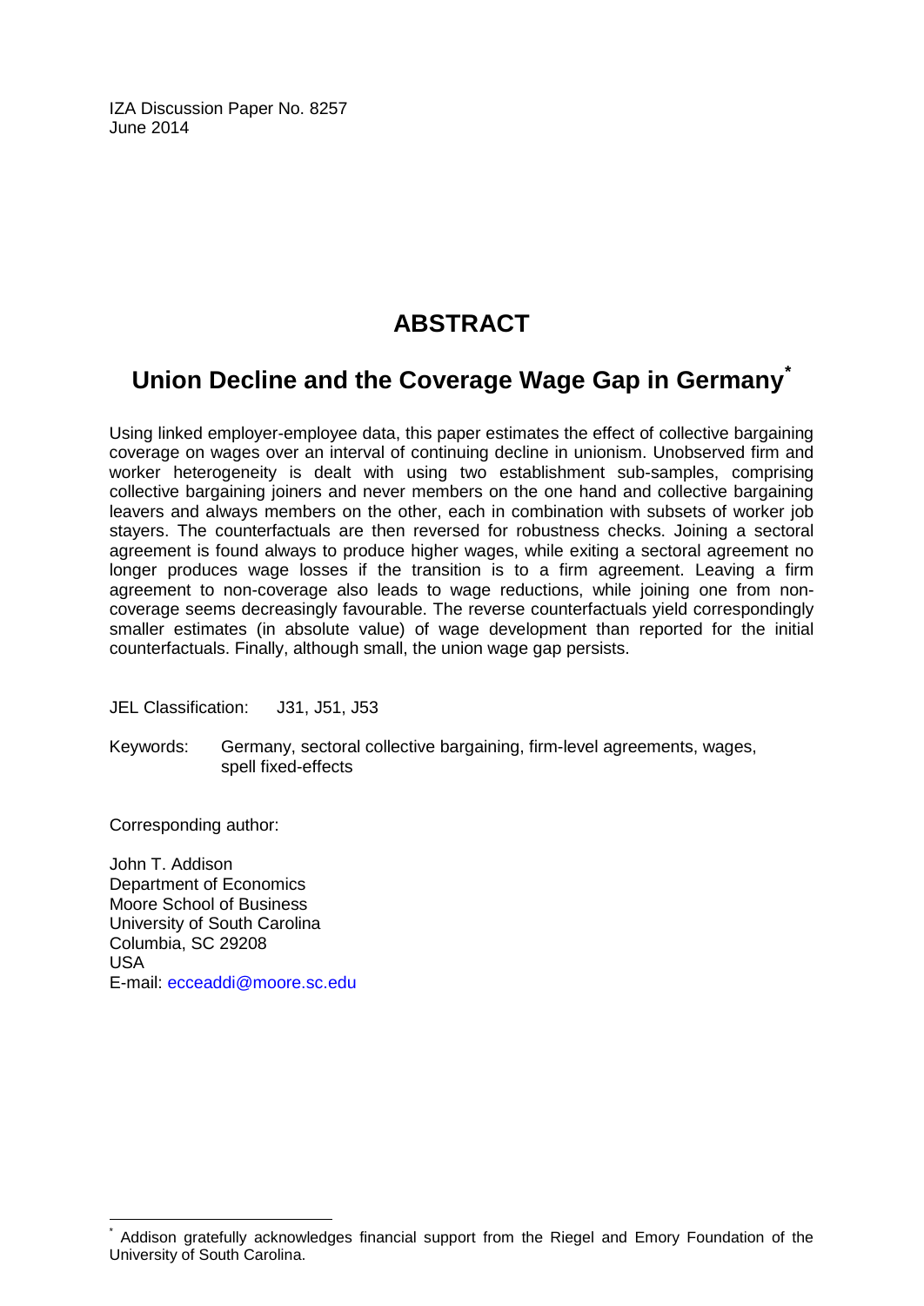IZA Discussion Paper No. 8257
June 2014

# ABSTRACT

## Union Decline and the Coverage Wage Gap in Germany*

Using linked employer-employee data, this paper estimates the effect of collective bargaining coverage on wages over an interval of continuing decline in unionism. Unobserved firm and worker heterogeneity is dealt with using two establishment sub-samples, comprising collective bargaining joiners and never members on the one hand and collective bargaining leavers and always members on the other, each in combination with subsets of worker job stayers. The counterfactuals are then reversed for robustness checks. Joining a sectoral agreement is found always to produce higher wages, while exiting a sectoral agreement no longer produces wage losses if the transition is to a firm agreement. Leaving a firm agreement to non-coverage also leads to wage reductions, while joining one from non-coverage seems decreasingly favourable. The reverse counterfactuals yield correspondingly smaller estimates (in absolute value) of wage development than reported for the initial counterfactuals. Finally, although small, the union wage gap persists.

JEL Classification: J31, J51, J53

Keywords: Germany, sectoral collective bargaining, firm-level agreements, wages, spell fixed-effects

Corresponding author:

John T. Addison
Department of Economics
Moore School of Business
University of South Carolina
Columbia, SC 29208
USA
E-mail: ecceaddi@moore.sc.edu

---

* Addison gratefully acknowledges financial support from the Riegel and Emory Foundation of the University of South Carolina.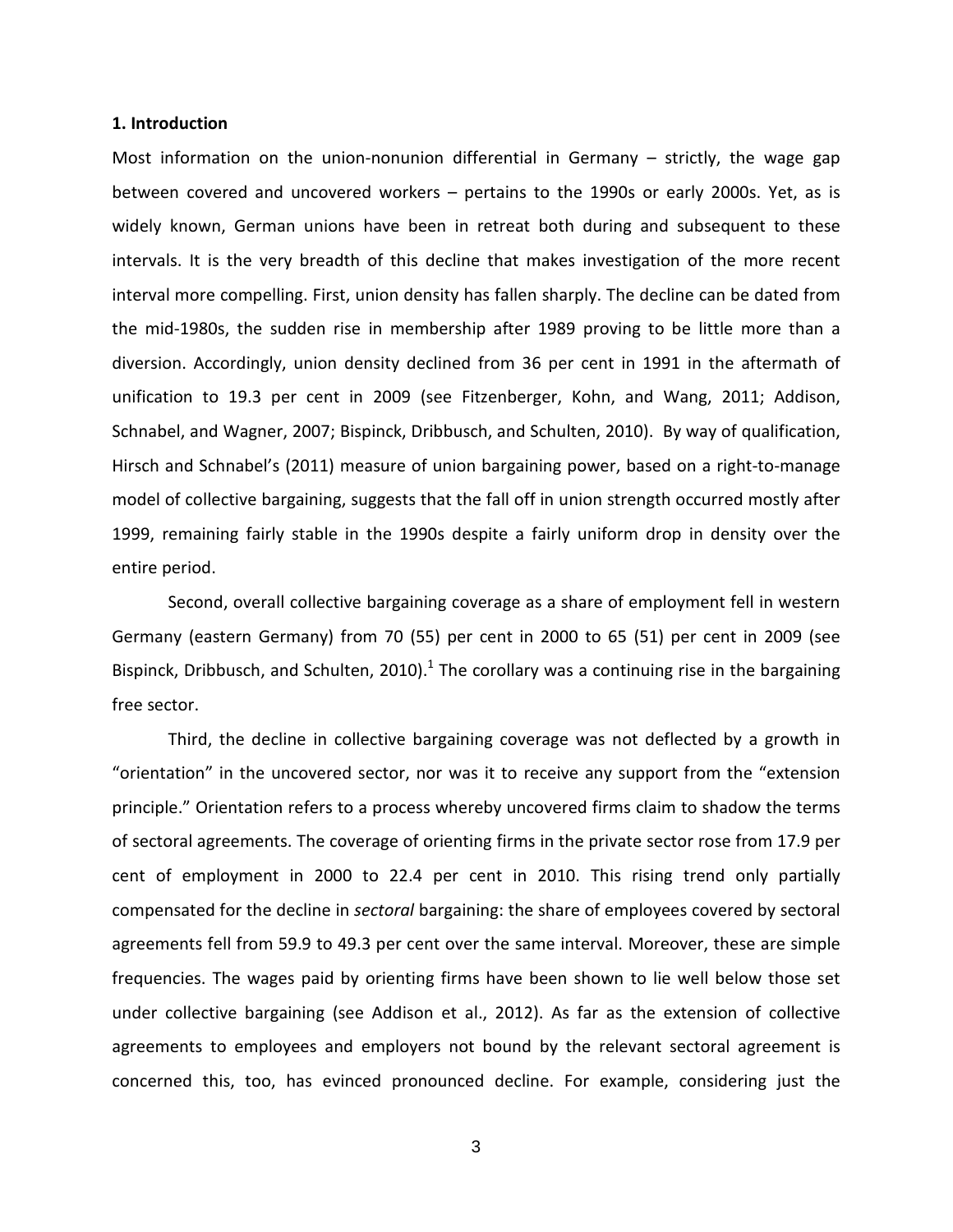### 1. Introduction

Most information on the union-nonunion differential in Germany – strictly, the wage gap between covered and uncovered workers – pertains to the 1990s or early 2000s. Yet, as is widely known, German unions have been in retreat both during and subsequent to these intervals. It is the very breadth of this decline that makes investigation of the more recent interval more compelling. First, union density has fallen sharply. The decline can be dated from the mid-1980s, the sudden rise in membership after 1989 proving to be little more than a diversion. Accordingly, union density declined from 36 per cent in 1991 in the aftermath of unification to 19.3 per cent in 2009 (see Fitzenberger, Kohn, and Wang, 2011; Addison, Schnabel, and Wagner, 2007; Bispinck, Dribbusch, and Schulten, 2010). By way of qualification, Hirsch and Schnabel's (2011) measure of union bargaining power, based on a right-to-manage model of collective bargaining, suggests that the fall off in union strength occurred mostly after 1999, remaining fairly stable in the 1990s despite a fairly uniform drop in density over the entire period.

Second, overall collective bargaining coverage as a share of employment fell in western Germany (eastern Germany) from 70 (55) per cent in 2000 to 65 (51) per cent in 2009 (see Bispinck, Dribbusch, and Schulten, 2010).[1] The corollary was a continuing rise in the bargaining free sector.

Third, the decline in collective bargaining coverage was not deflected by a growth in "orientation" in the uncovered sector, nor was it to receive any support from the "extension principle." Orientation refers to a process whereby uncovered firms claim to shadow the terms of sectoral agreements. The coverage of orienting firms in the private sector rose from 17.9 per cent of employment in 2000 to 22.4 per cent in 2010. This rising trend only partially compensated for the decline in *sectoral* bargaining: the share of employees covered by sectoral agreements fell from 59.9 to 49.3 per cent over the same interval. Moreover, these are simple frequencies. The wages paid by orienting firms have been shown to lie well below those set under collective bargaining (see Addison et al., 2012). As far as the extension of collective agreements to employees and employers not bound by the relevant sectoral agreement is concerned this, too, has evinced pronounced decline. For example, considering just the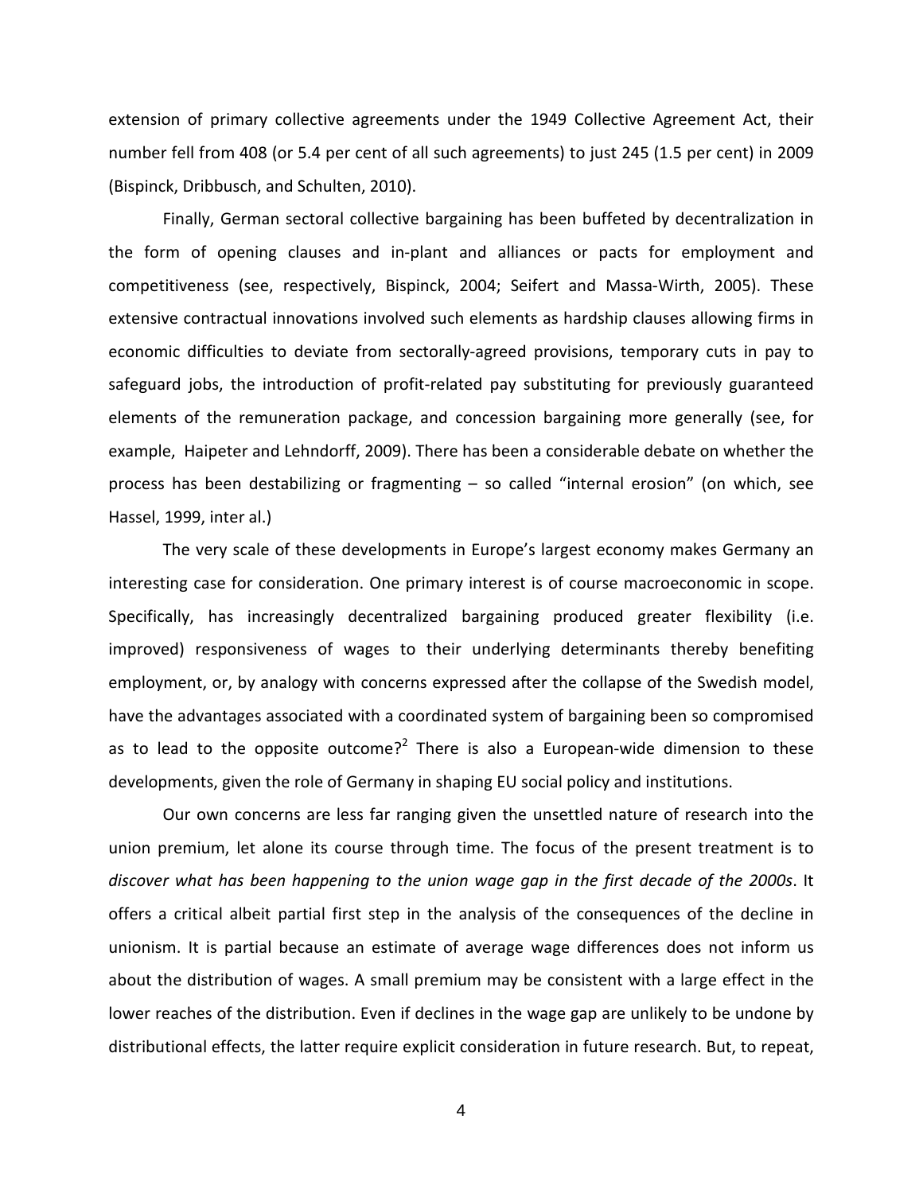extension of primary collective agreements under the 1949 Collective Agreement Act, their number fell from 408 (or 5.4 per cent of all such agreements) to just 245 (1.5 per cent) in 2009 (Bispinck, Dribbusch, and Schulten, 2010).

Finally, German sectoral collective bargaining has been buffeted by decentralization in the form of opening clauses and in-plant and alliances or pacts for employment and competitiveness (see, respectively, Bispinck, 2004; Seifert and Massa-Wirth, 2005). These extensive contractual innovations involved such elements as hardship clauses allowing firms in economic difficulties to deviate from sectorally-agreed provisions, temporary cuts in pay to safeguard jobs, the introduction of profit-related pay substituting for previously guaranteed elements of the remuneration package, and concession bargaining more generally (see, for example, Haipeter and Lehndorff, 2009). There has been a considerable debate on whether the process has been destabilizing or fragmenting – so called "internal erosion" (on which, see Hassel, 1999, inter al.)

The very scale of these developments in Europe's largest economy makes Germany an interesting case for consideration. One primary interest is of course macroeconomic in scope. Specifically, has increasingly decentralized bargaining produced greater flexibility (i.e. improved) responsiveness of wages to their underlying determinants thereby benefiting employment, or, by analogy with concerns expressed after the collapse of the Swedish model, have the advantages associated with a coordinated system of bargaining been so compromised as to lead to the opposite outcome?[2] There is also a European-wide dimension to these developments, given the role of Germany in shaping EU social policy and institutions.

Our own concerns are less far ranging given the unsettled nature of research into the union premium, let alone its course through time. The focus of the present treatment is to *discover what has been happening to the union wage gap in the first decade of the 2000s*. It offers a critical albeit partial first step in the analysis of the consequences of the decline in unionism. It is partial because an estimate of average wage differences does not inform us about the distribution of wages. A small premium may be consistent with a large effect in the lower reaches of the distribution. Even if declines in the wage gap are unlikely to be undone by distributional effects, the latter require explicit consideration in future research. But, to repeat,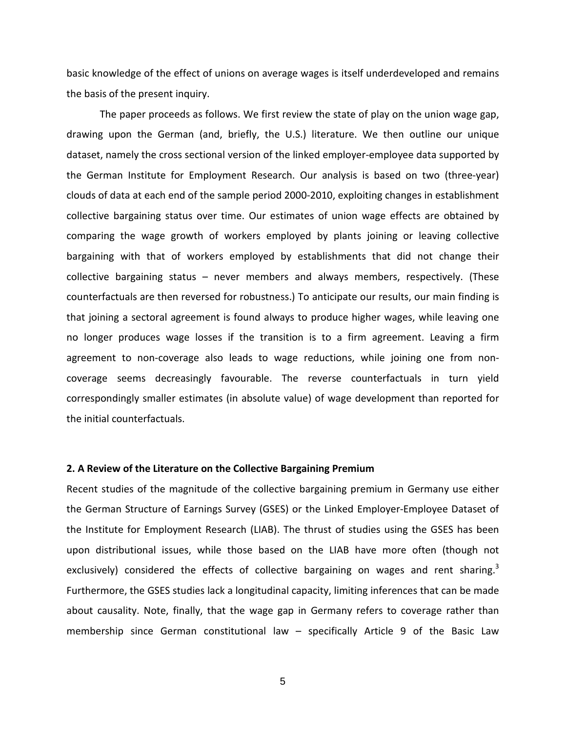basic knowledge of the effect of unions on average wages is itself underdeveloped and remains the basis of the present inquiry.

The paper proceeds as follows. We first review the state of play on the union wage gap, drawing upon the German (and, briefly, the U.S.) literature. We then outline our unique dataset, namely the cross sectional version of the linked employer-employee data supported by the German Institute for Employment Research. Our analysis is based on two (three-year) clouds of data at each end of the sample period 2000-2010, exploiting changes in establishment collective bargaining status over time. Our estimates of union wage effects are obtained by comparing the wage growth of workers employed by plants joining or leaving collective bargaining with that of workers employed by establishments that did not change their collective bargaining status – never members and always members, respectively. (These counterfactuals are then reversed for robustness.) To anticipate our results, our main finding is that joining a sectoral agreement is found always to produce higher wages, while leaving one no longer produces wage losses if the transition is to a firm agreement. Leaving a firm agreement to non-coverage also leads to wage reductions, while joining one from non-coverage seems decreasingly favourable. The reverse counterfactuals in turn yield correspondingly smaller estimates (in absolute value) of wage development than reported for the initial counterfactuals.

## 2. A Review of the Literature on the Collective Bargaining Premium

Recent studies of the magnitude of the collective bargaining premium in Germany use either the German Structure of Earnings Survey (GSES) or the Linked Employer-Employee Dataset of the Institute for Employment Research (LIAB). The thrust of studies using the GSES has been upon distributional issues, while those based on the LIAB have more often (though not exclusively) considered the effects of collective bargaining on wages and rent sharing.[3] Furthermore, the GSES studies lack a longitudinal capacity, limiting inferences that can be made about causality. Note, finally, that the wage gap in Germany refers to coverage rather than membership since German constitutional law – specifically Article 9 of the Basic Law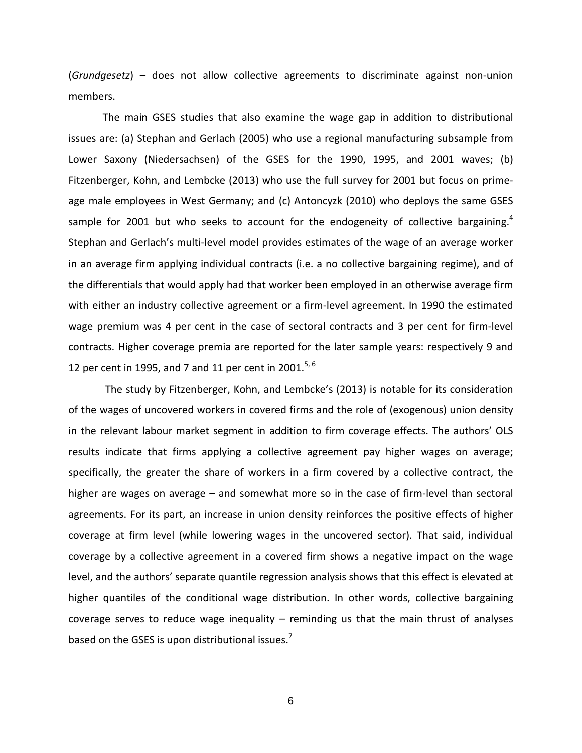(*Grundgesetz*) – does not allow collective agreements to discriminate against non-union members.

The main GSES studies that also examine the wage gap in addition to distributional issues are: (a) Stephan and Gerlach (2005) who use a regional manufacturing subsample from Lower Saxony (Niedersachsen) of the GSES for the 1990, 1995, and 2001 waves; (b) Fitzenberger, Kohn, and Lembcke (2013) who use the full survey for 2001 but focus on prime-age male employees in West Germany; and (c) Antoncyzk (2010) who deploys the same GSES sample for 2001 but who seeks to account for the endogeneity of collective bargaining.[4] Stephan and Gerlach's multi-level model provides estimates of the wage of an average worker in an average firm applying individual contracts (i.e. a no collective bargaining regime), and of the differentials that would apply had that worker been employed in an otherwise average firm with either an industry collective agreement or a firm-level agreement. In 1990 the estimated wage premium was 4 per cent in the case of sectoral contracts and 3 per cent for firm-level contracts. Higher coverage premia are reported for the later sample years: respectively 9 and 12 per cent in 1995, and 7 and 11 per cent in 2001.[5, 6]

The study by Fitzenberger, Kohn, and Lembcke's (2013) is notable for its consideration of the wages of uncovered workers in covered firms and the role of (exogenous) union density in the relevant labour market segment in addition to firm coverage effects. The authors' OLS results indicate that firms applying a collective agreement pay higher wages on average; specifically, the greater the share of workers in a firm covered by a collective contract, the higher are wages on average – and somewhat more so in the case of firm-level than sectoral agreements. For its part, an increase in union density reinforces the positive effects of higher coverage at firm level (while lowering wages in the uncovered sector). That said, individual coverage by a collective agreement in a covered firm shows a negative impact on the wage level, and the authors' separate quantile regression analysis shows that this effect is elevated at higher quantiles of the conditional wage distribution. In other words, collective bargaining coverage serves to reduce wage inequality – reminding us that the main thrust of analyses based on the GSES is upon distributional issues.[7]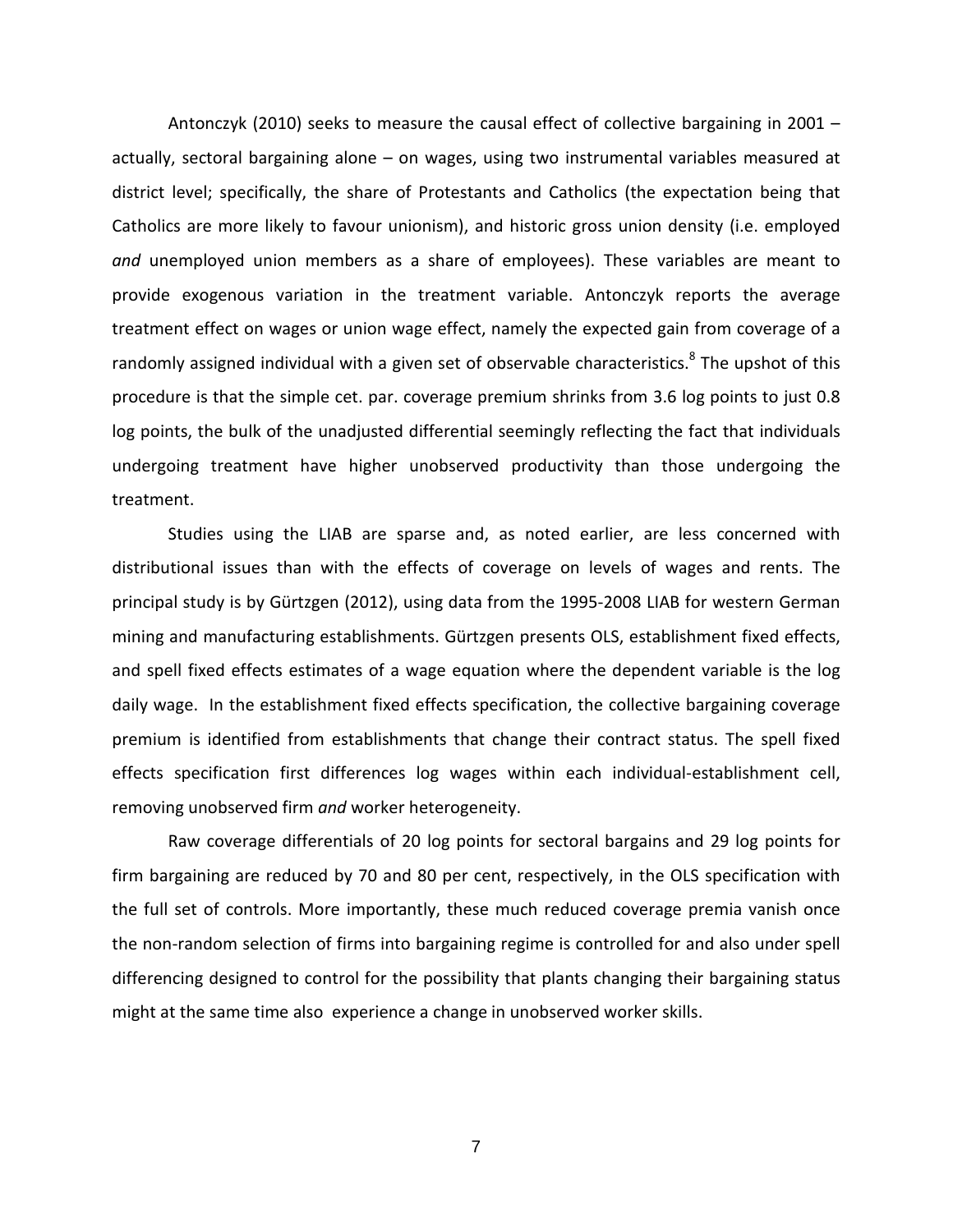Antonczyk (2010) seeks to measure the causal effect of collective bargaining in 2001 – actually, sectoral bargaining alone – on wages, using two instrumental variables measured at district level; specifically, the share of Protestants and Catholics (the expectation being that Catholics are more likely to favour unionism), and historic gross union density (i.e. employed *and* unemployed union members as a share of employees). These variables are meant to provide exogenous variation in the treatment variable. Antonczyk reports the average treatment effect on wages or union wage effect, namely the expected gain from coverage of a randomly assigned individual with a given set of observable characteristics.[8] The upshot of this procedure is that the simple cet. par. coverage premium shrinks from 3.6 log points to just 0.8 log points, the bulk of the unadjusted differential seemingly reflecting the fact that individuals undergoing treatment have higher unobserved productivity than those undergoing the treatment.

Studies using the LIAB are sparse and, as noted earlier, are less concerned with distributional issues than with the effects of coverage on levels of wages and rents. The principal study is by Gürtzgen (2012), using data from the 1995-2008 LIAB for western German mining and manufacturing establishments. Gürtzgen presents OLS, establishment fixed effects, and spell fixed effects estimates of a wage equation where the dependent variable is the log daily wage. In the establishment fixed effects specification, the collective bargaining coverage premium is identified from establishments that change their contract status. The spell fixed effects specification first differences log wages within each individual-establishment cell, removing unobserved firm *and* worker heterogeneity.

Raw coverage differentials of 20 log points for sectoral bargains and 29 log points for firm bargaining are reduced by 70 and 80 per cent, respectively, in the OLS specification with the full set of controls. More importantly, these much reduced coverage premia vanish once the non-random selection of firms into bargaining regime is controlled for and also under spell differencing designed to control for the possibility that plants changing their bargaining status might at the same time also experience a change in unobserved worker skills.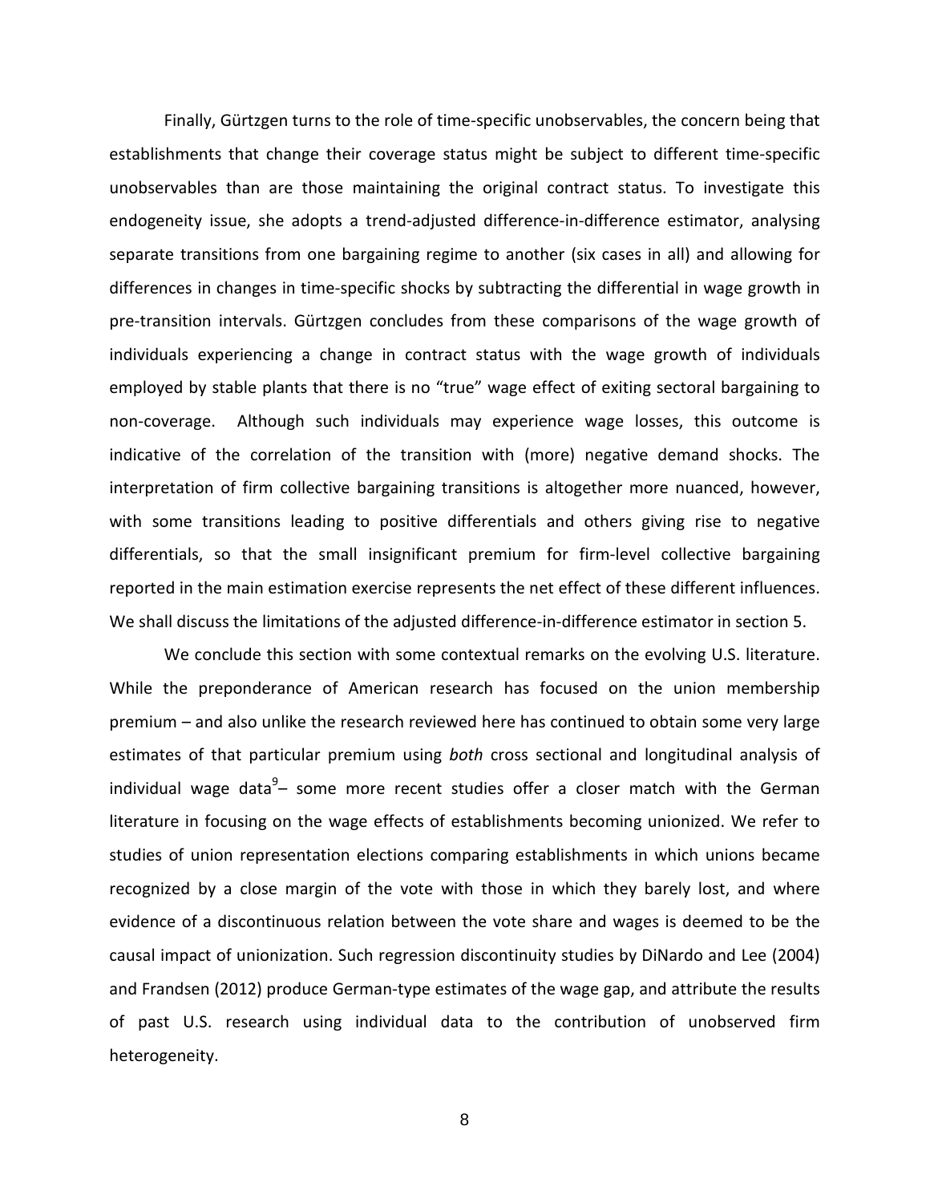Finally, Gürtzgen turns to the role of time-specific unobservables, the concern being that establishments that change their coverage status might be subject to different time-specific unobservables than are those maintaining the original contract status. To investigate this endogeneity issue, she adopts a trend-adjusted difference-in-difference estimator, analysing separate transitions from one bargaining regime to another (six cases in all) and allowing for differences in changes in time-specific shocks by subtracting the differential in wage growth in pre-transition intervals. Gürtzgen concludes from these comparisons of the wage growth of individuals experiencing a change in contract status with the wage growth of individuals employed by stable plants that there is no "true" wage effect of exiting sectoral bargaining to non-coverage. Although such individuals may experience wage losses, this outcome is indicative of the correlation of the transition with (more) negative demand shocks. The interpretation of firm collective bargaining transitions is altogether more nuanced, however, with some transitions leading to positive differentials and others giving rise to negative differentials, so that the small insignificant premium for firm-level collective bargaining reported in the main estimation exercise represents the net effect of these different influences. We shall discuss the limitations of the adjusted difference-in-difference estimator in section 5.

We conclude this section with some contextual remarks on the evolving U.S. literature. While the preponderance of American research has focused on the union membership premium – and also unlike the research reviewed here has continued to obtain some very large estimates of that particular premium using *both* cross sectional and longitudinal analysis of individual wage data[9]– some more recent studies offer a closer match with the German literature in focusing on the wage effects of establishments becoming unionized. We refer to studies of union representation elections comparing establishments in which unions became recognized by a close margin of the vote with those in which they barely lost, and where evidence of a discontinuous relation between the vote share and wages is deemed to be the causal impact of unionization. Such regression discontinuity studies by DiNardo and Lee (2004) and Frandsen (2012) produce German-type estimates of the wage gap, and attribute the results of past U.S. research using individual data to the contribution of unobserved firm heterogeneity.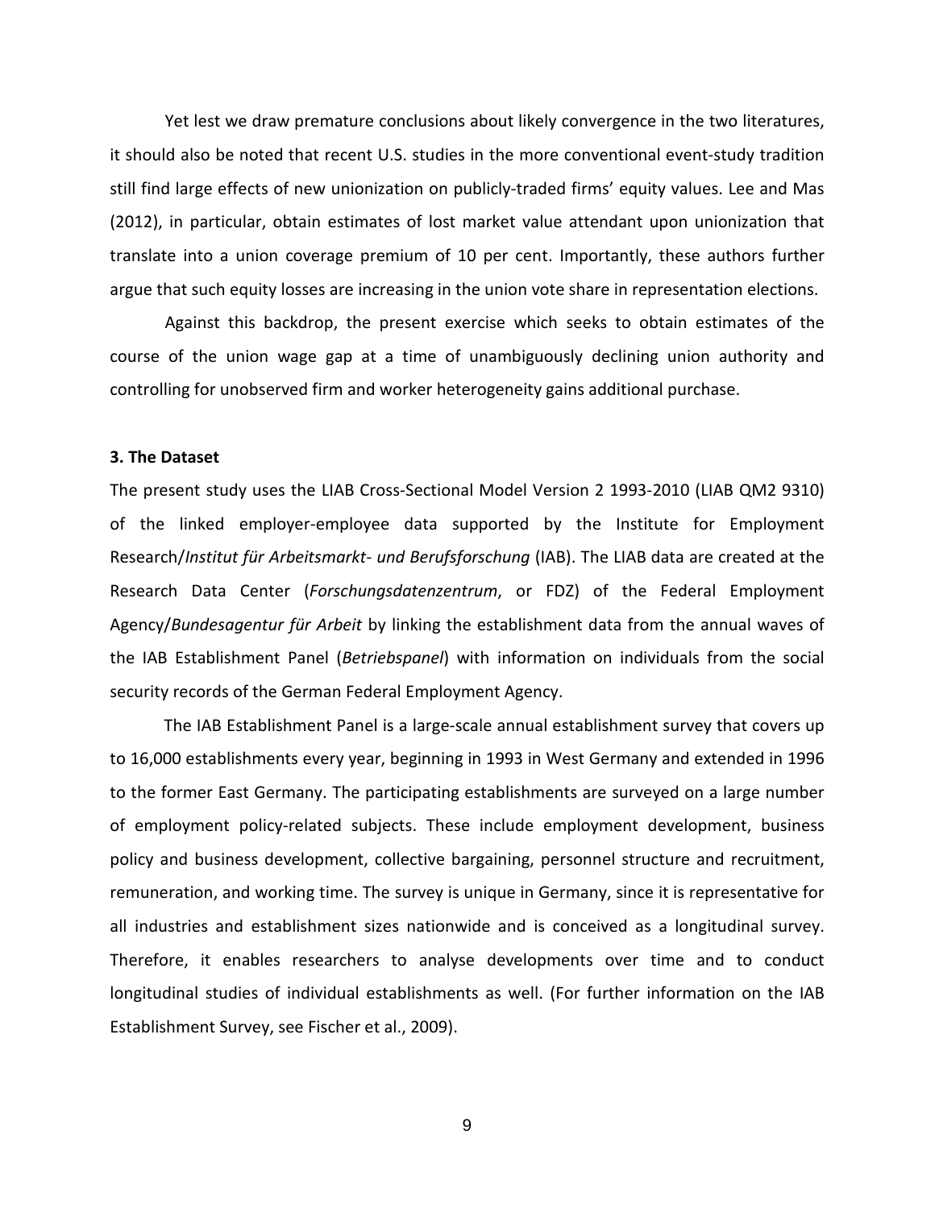Yet lest we draw premature conclusions about likely convergence in the two literatures, it should also be noted that recent U.S. studies in the more conventional event-study tradition still find large effects of new unionization on publicly-traded firms' equity values. Lee and Mas (2012), in particular, obtain estimates of lost market value attendant upon unionization that translate into a union coverage premium of 10 per cent. Importantly, these authors further argue that such equity losses are increasing in the union vote share in representation elections.

Against this backdrop, the present exercise which seeks to obtain estimates of the course of the union wage gap at a time of unambiguously declining union authority and controlling for unobserved firm and worker heterogeneity gains additional purchase.

### 3. The Dataset

The present study uses the LIAB Cross-Sectional Model Version 2 1993-2010 (LIAB QM2 9310) of the linked employer-employee data supported by the Institute for Employment Research/*Institut für Arbeitsmarkt- und Berufsforschung* (IAB). The LIAB data are created at the Research Data Center (*Forschungsdatenzentrum*, or FDZ) of the Federal Employment Agency/*Bundesagentur für Arbeit* by linking the establishment data from the annual waves of the IAB Establishment Panel (*Betriebspanel*) with information on individuals from the social security records of the German Federal Employment Agency.

The IAB Establishment Panel is a large-scale annual establishment survey that covers up to 16,000 establishments every year, beginning in 1993 in West Germany and extended in 1996 to the former East Germany. The participating establishments are surveyed on a large number of employment policy-related subjects. These include employment development, business policy and business development, collective bargaining, personnel structure and recruitment, remuneration, and working time. The survey is unique in Germany, since it is representative for all industries and establishment sizes nationwide and is conceived as a longitudinal survey. Therefore, it enables researchers to analyse developments over time and to conduct longitudinal studies of individual establishments as well. (For further information on the IAB Establishment Survey, see Fischer et al., 2009).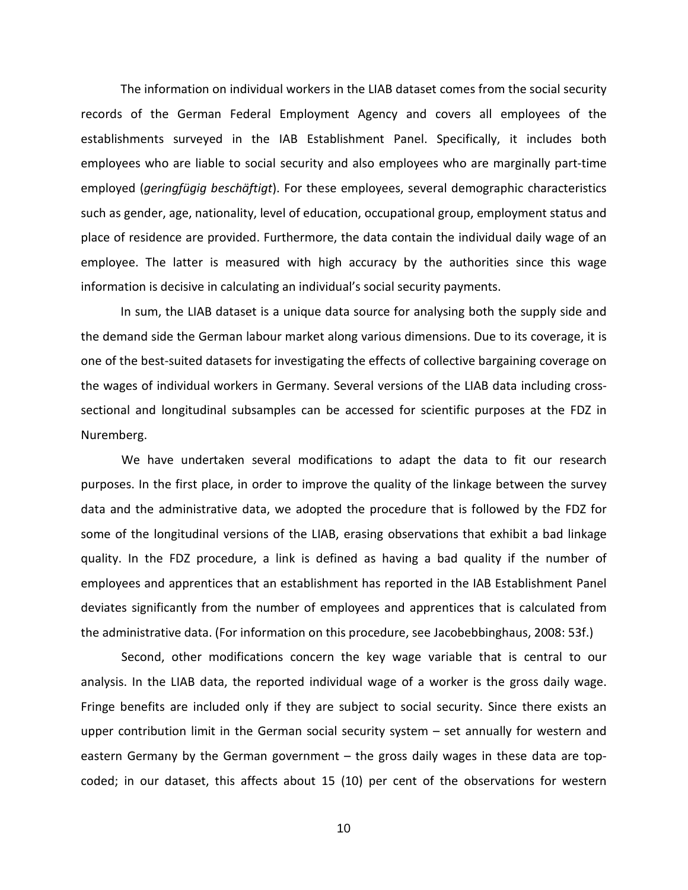The information on individual workers in the LIAB dataset comes from the social security records of the German Federal Employment Agency and covers all employees of the establishments surveyed in the IAB Establishment Panel. Specifically, it includes both employees who are liable to social security and also employees who are marginally part-time employed (*geringfügig beschäftigt*). For these employees, several demographic characteristics such as gender, age, nationality, level of education, occupational group, employment status and place of residence are provided. Furthermore, the data contain the individual daily wage of an employee. The latter is measured with high accuracy by the authorities since this wage information is decisive in calculating an individual's social security payments.

In sum, the LIAB dataset is a unique data source for analysing both the supply side and the demand side the German labour market along various dimensions. Due to its coverage, it is one of the best-suited datasets for investigating the effects of collective bargaining coverage on the wages of individual workers in Germany. Several versions of the LIAB data including cross-sectional and longitudinal subsamples can be accessed for scientific purposes at the FDZ in Nuremberg.

We have undertaken several modifications to adapt the data to fit our research purposes. In the first place, in order to improve the quality of the linkage between the survey data and the administrative data, we adopted the procedure that is followed by the FDZ for some of the longitudinal versions of the LIAB, erasing observations that exhibit a bad linkage quality. In the FDZ procedure, a link is defined as having a bad quality if the number of employees and apprentices that an establishment has reported in the IAB Establishment Panel deviates significantly from the number of employees and apprentices that is calculated from the administrative data. (For information on this procedure, see Jacobebbinghaus, 2008: 53f.)

Second, other modifications concern the key wage variable that is central to our analysis. In the LIAB data, the reported individual wage of a worker is the gross daily wage. Fringe benefits are included only if they are subject to social security. Since there exists an upper contribution limit in the German social security system – set annually for western and eastern Germany by the German government – the gross daily wages in these data are top-coded; in our dataset, this affects about 15 (10) per cent of the observations for western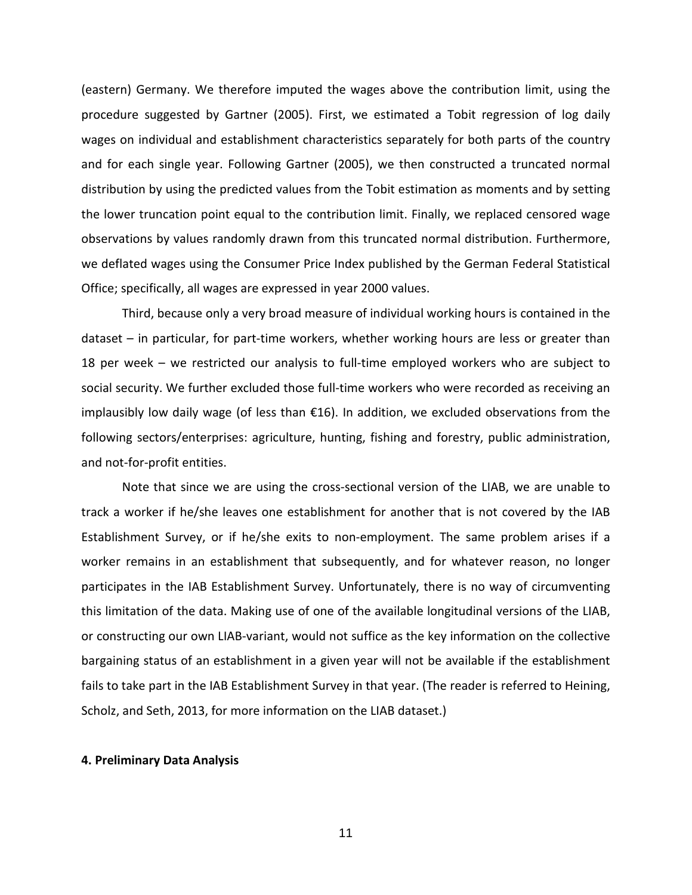(eastern) Germany. We therefore imputed the wages above the contribution limit, using the procedure suggested by Gartner (2005). First, we estimated a Tobit regression of log daily wages on individual and establishment characteristics separately for both parts of the country and for each single year. Following Gartner (2005), we then constructed a truncated normal distribution by using the predicted values from the Tobit estimation as moments and by setting the lower truncation point equal to the contribution limit. Finally, we replaced censored wage observations by values randomly drawn from this truncated normal distribution. Furthermore, we deflated wages using the Consumer Price Index published by the German Federal Statistical Office; specifically, all wages are expressed in year 2000 values.

Third, because only a very broad measure of individual working hours is contained in the dataset – in particular, for part-time workers, whether working hours are less or greater than 18 per week – we restricted our analysis to full-time employed workers who are subject to social security. We further excluded those full-time workers who were recorded as receiving an implausibly low daily wage (of less than €16). In addition, we excluded observations from the following sectors/enterprises: agriculture, hunting, fishing and forestry, public administration, and not-for-profit entities.

Note that since we are using the cross-sectional version of the LIAB, we are unable to track a worker if he/she leaves one establishment for another that is not covered by the IAB Establishment Survey, or if he/she exits to non-employment. The same problem arises if a worker remains in an establishment that subsequently, and for whatever reason, no longer participates in the IAB Establishment Survey. Unfortunately, there is no way of circumventing this limitation of the data. Making use of one of the available longitudinal versions of the LIAB, or constructing our own LIAB-variant, would not suffice as the key information on the collective bargaining status of an establishment in a given year will not be available if the establishment fails to take part in the IAB Establishment Survey in that year. (The reader is referred to Heining, Scholz, and Seth, 2013, for more information on the LIAB dataset.)

**4. Preliminary Data Analysis**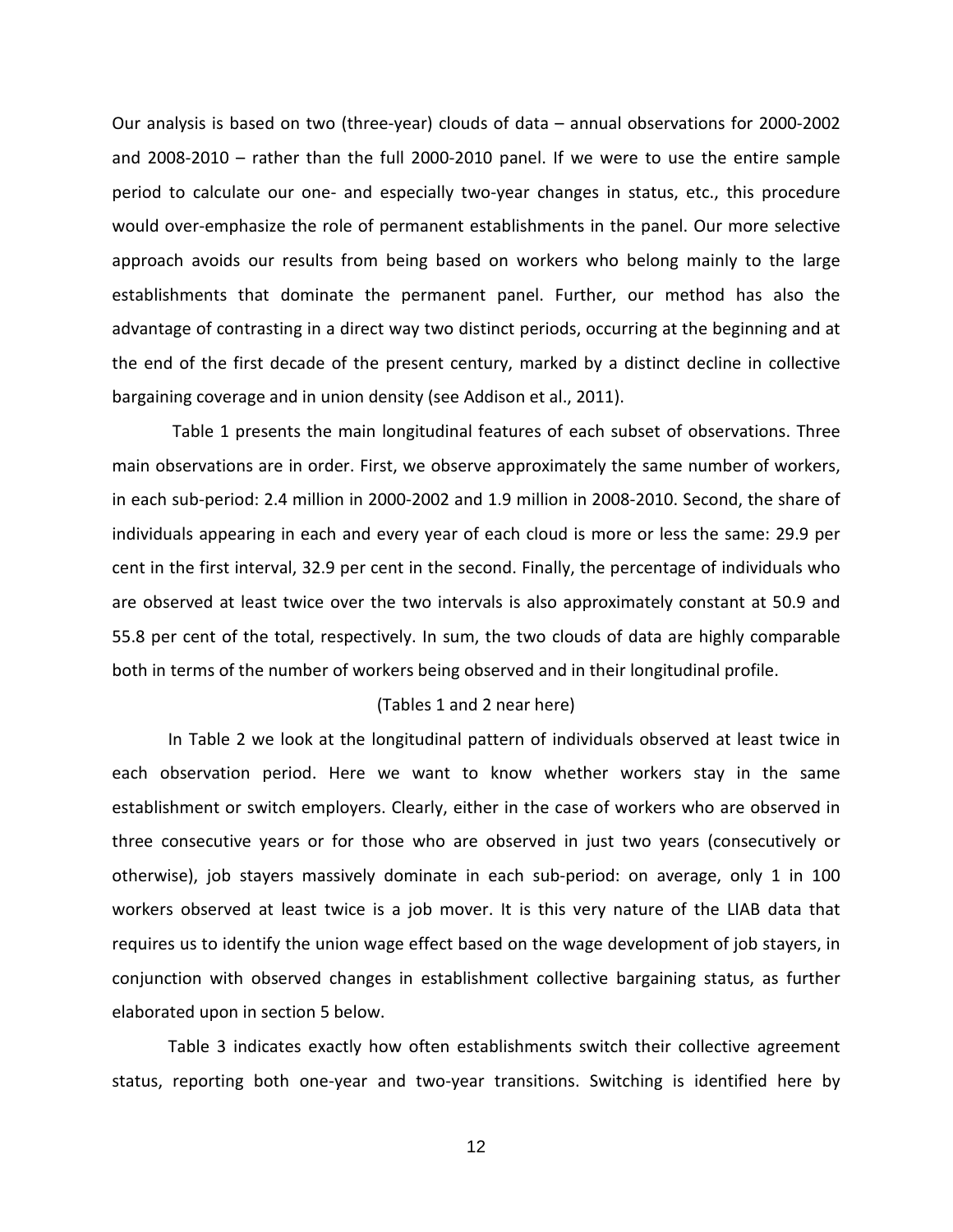Our analysis is based on two (three-year) clouds of data – annual observations for 2000-2002 and 2008-2010 – rather than the full 2000-2010 panel. If we were to use the entire sample period to calculate our one- and especially two-year changes in status, etc., this procedure would over-emphasize the role of permanent establishments in the panel. Our more selective approach avoids our results from being based on workers who belong mainly to the large establishments that dominate the permanent panel. Further, our method has also the advantage of contrasting in a direct way two distinct periods, occurring at the beginning and at the end of the first decade of the present century, marked by a distinct decline in collective bargaining coverage and in union density (see Addison et al., 2011).

Table 1 presents the main longitudinal features of each subset of observations. Three main observations are in order. First, we observe approximately the same number of workers, in each sub-period: 2.4 million in 2000-2002 and 1.9 million in 2008-2010. Second, the share of individuals appearing in each and every year of each cloud is more or less the same: 29.9 per cent in the first interval, 32.9 per cent in the second. Finally, the percentage of individuals who are observed at least twice over the two intervals is also approximately constant at 50.9 and 55.8 per cent of the total, respectively. In sum, the two clouds of data are highly comparable both in terms of the number of workers being observed and in their longitudinal profile.

(Tables 1 and 2 near here)

In Table 2 we look at the longitudinal pattern of individuals observed at least twice in each observation period. Here we want to know whether workers stay in the same establishment or switch employers. Clearly, either in the case of workers who are observed in three consecutive years or for those who are observed in just two years (consecutively or otherwise), job stayers massively dominate in each sub-period: on average, only 1 in 100 workers observed at least twice is a job mover. It is this very nature of the LIAB data that requires us to identify the union wage effect based on the wage development of job stayers, in conjunction with observed changes in establishment collective bargaining status, as further elaborated upon in section 5 below.

Table 3 indicates exactly how often establishments switch their collective agreement status, reporting both one-year and two-year transitions. Switching is identified here by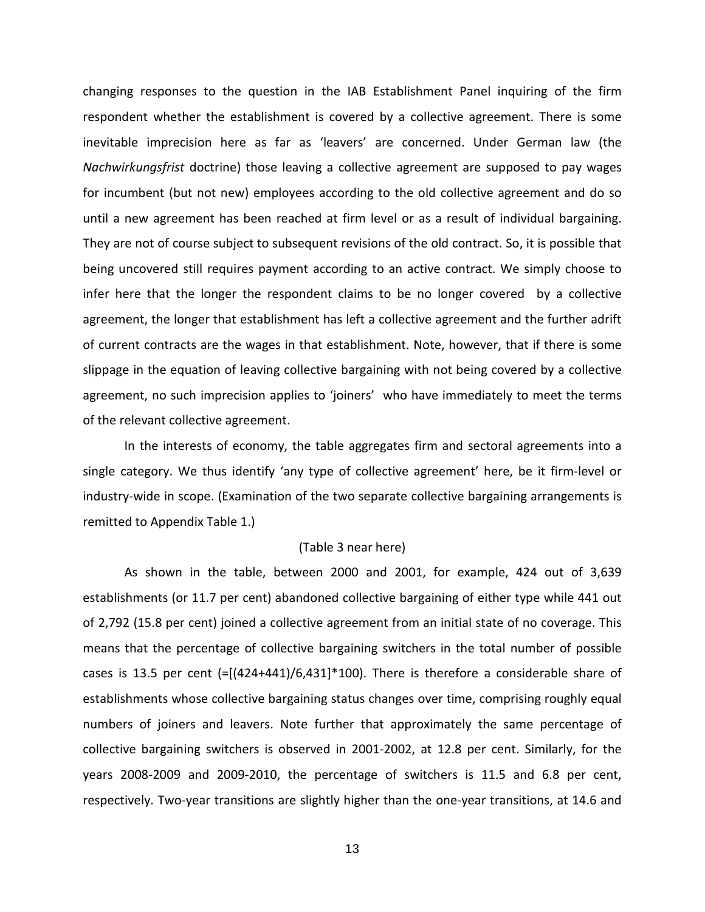changing responses to the question in the IAB Establishment Panel inquiring of the firm respondent whether the establishment is covered by a collective agreement. There is some inevitable imprecision here as far as 'leavers' are concerned. Under German law (the *Nachwirkungsfrist* doctrine) those leaving a collective agreement are supposed to pay wages for incumbent (but not new) employees according to the old collective agreement and do so until a new agreement has been reached at firm level or as a result of individual bargaining. They are not of course subject to subsequent revisions of the old contract. So, it is possible that being uncovered still requires payment according to an active contract. We simply choose to infer here that the longer the respondent claims to be no longer covered by a collective agreement, the longer that establishment has left a collective agreement and the further adrift of current contracts are the wages in that establishment. Note, however, that if there is some slippage in the equation of leaving collective bargaining with not being covered by a collective agreement, no such imprecision applies to 'joiners' who have immediately to meet the terms of the relevant collective agreement.

In the interests of economy, the table aggregates firm and sectoral agreements into a single category. We thus identify 'any type of collective agreement' here, be it firm-level or industry-wide in scope. (Examination of the two separate collective bargaining arrangements is remitted to Appendix Table 1.)

(Table 3 near here)

As shown in the table, between 2000 and 2001, for example, 424 out of 3,639 establishments (or 11.7 per cent) abandoned collective bargaining of either type while 441 out of 2,792 (15.8 per cent) joined a collective agreement from an initial state of no coverage. This means that the percentage of collective bargaining switchers in the total number of possible cases is 13.5 per cent (=[(424+441)/6,431]*100). There is therefore a considerable share of establishments whose collective bargaining status changes over time, comprising roughly equal numbers of joiners and leavers. Note further that approximately the same percentage of collective bargaining switchers is observed in 2001-2002, at 12.8 per cent. Similarly, for the years 2008-2009 and 2009-2010, the percentage of switchers is 11.5 and 6.8 per cent, respectively. Two-year transitions are slightly higher than the one-year transitions, at 14.6 and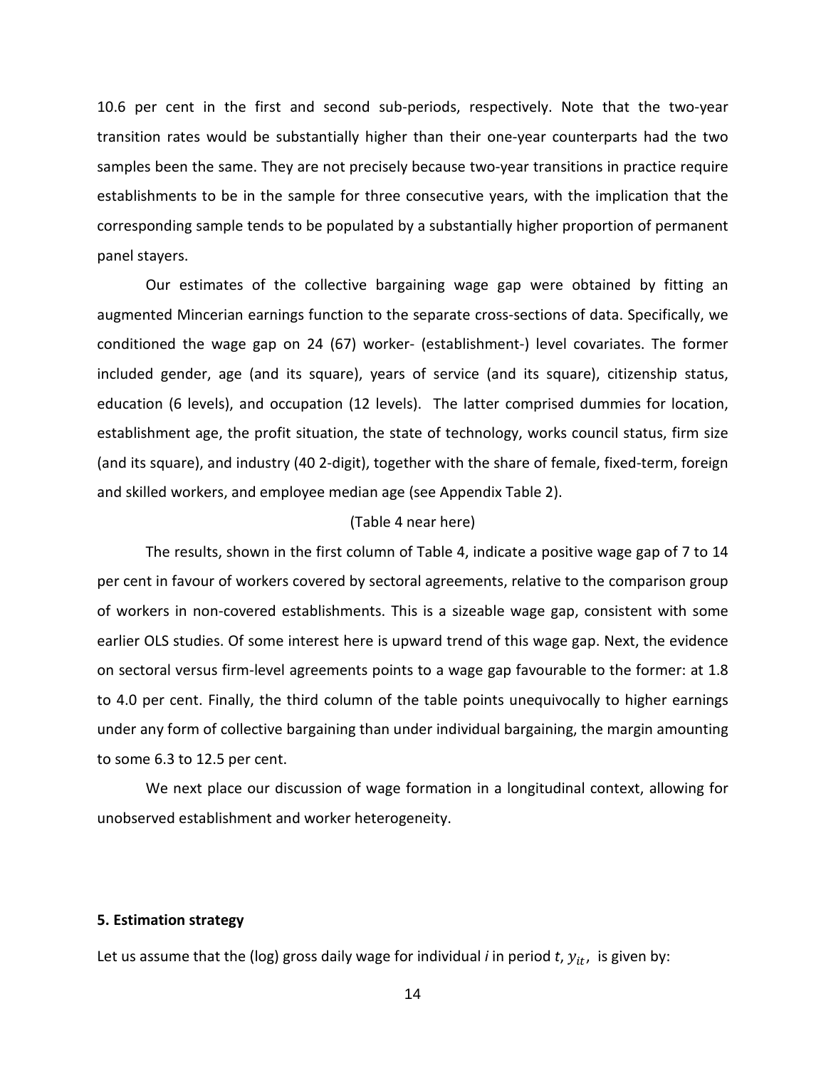10.6 per cent in the first and second sub-periods, respectively. Note that the two-year transition rates would be substantially higher than their one-year counterparts had the two samples been the same. They are not precisely because two-year transitions in practice require establishments to be in the sample for three consecutive years, with the implication that the corresponding sample tends to be populated by a substantially higher proportion of permanent panel stayers.

Our estimates of the collective bargaining wage gap were obtained by fitting an augmented Mincerian earnings function to the separate cross-sections of data. Specifically, we conditioned the wage gap on 24 (67) worker- (establishment-) level covariates. The former included gender, age (and its square), years of service (and its square), citizenship status, education (6 levels), and occupation (12 levels). The latter comprised dummies for location, establishment age, the profit situation, the state of technology, works council status, firm size (and its square), and industry (40 2-digit), together with the share of female, fixed-term, foreign and skilled workers, and employee median age (see Appendix Table 2).

(Table 4 near here)

The results, shown in the first column of Table 4, indicate a positive wage gap of 7 to 14 per cent in favour of workers covered by sectoral agreements, relative to the comparison group of workers in non-covered establishments. This is a sizeable wage gap, consistent with some earlier OLS studies. Of some interest here is upward trend of this wage gap. Next, the evidence on sectoral versus firm-level agreements points to a wage gap favourable to the former: at 1.8 to 4.0 per cent. Finally, the third column of the table points unequivocally to higher earnings under any form of collective bargaining than under individual bargaining, the margin amounting to some 6.3 to 12.5 per cent.

We next place our discussion of wage formation in a longitudinal context, allowing for unobserved establishment and worker heterogeneity.

## 5. Estimation strategy

Let us assume that the (log) gross daily wage for individual *i* in period *t*, $y_{it}$, is given by: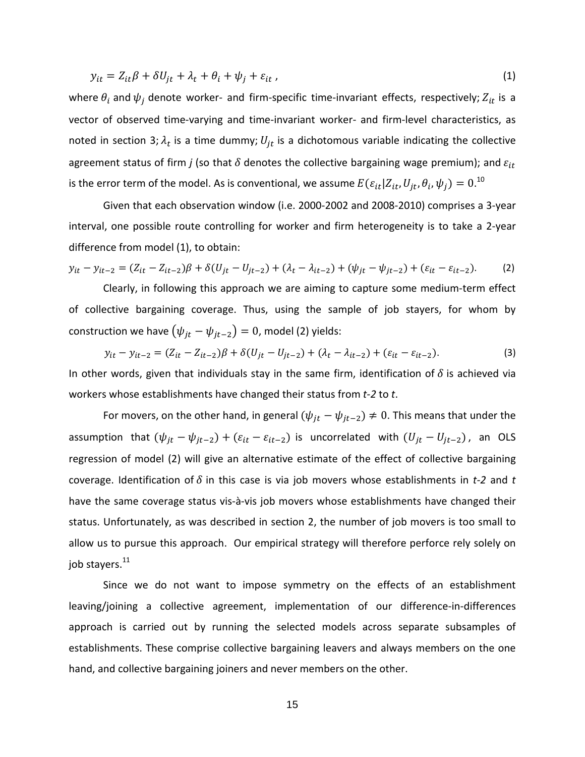$$y_{it} = Z_{it}\beta + \delta U_{jt} + \lambda_t + \theta_i + \psi_j + \varepsilon_{it}\ , \tag{1}$$

where $\theta_i$ and $\psi_j$ denote worker- and firm-specific time-invariant effects, respectively; $Z_{it}$ is a vector of observed time-varying and time-invariant worker- and firm-level characteristics, as noted in section 3; $\lambda_t$ is a time dummy; $U_{jt}$ is a dichotomous variable indicating the collective agreement status of firm *j* (so that $\delta$ denotes the collective bargaining wage premium); and $\varepsilon_{it}$ is the error term of the model. As is conventional, we assume $E(\varepsilon_{it}|Z_{it}, U_{jt}, \theta_i, \psi_j) = 0$.[10]

Given that each observation window (i.e. 2000-2002 and 2008-2010) comprises a 3-year interval, one possible route controlling for worker and firm heterogeneity is to take a 2-year difference from model (1), to obtain:

$$y_{it} - y_{it-2} = (Z_{it} - Z_{it-2})\beta + \delta(U_{jt} - U_{jt-2}) + (\lambda_t - \lambda_{it-2}) + (\psi_{jt} - \psi_{jt-2}) + (\varepsilon_{it} - \varepsilon_{it-2}). \tag{2}$$

Clearly, in following this approach we are aiming to capture some medium-term effect of collective bargaining coverage. Thus, using the sample of job stayers, for whom by construction we have $\left(\psi_{jt} - \psi_{jt-2}\right) = 0$, model (2) yields:

$$y_{it} - y_{it-2} = (Z_{it} - Z_{it-2})\beta + \delta(U_{jt} - U_{jt-2}) + (\lambda_t - \lambda_{it-2}) + (\varepsilon_{it} - \varepsilon_{it-2}). \tag{3}$$

In other words, given that individuals stay in the same firm, identification of $\delta$ is achieved via workers whose establishments have changed their status from *t-2* to *t*.

For movers, on the other hand, in general $(\psi_{jt} - \psi_{jt-2}) \neq 0$. This means that under the assumption that $(\psi_{jt} - \psi_{jt-2}) + (\varepsilon_{it} - \varepsilon_{it-2})$ is uncorrelated with $(U_{jt} - U_{jt-2})$, an OLS regression of model (2) will give an alternative estimate of the effect of collective bargaining coverage. Identification of $\delta$ in this case is via job movers whose establishments in *t-2* and *t* have the same coverage status vis-à-vis job movers whose establishments have changed their status. Unfortunately, as was described in section 2, the number of job movers is too small to allow us to pursue this approach. Our empirical strategy will therefore perforce rely solely on job stayers.[11]

Since we do not want to impose symmetry on the effects of an establishment leaving/joining a collective agreement, implementation of our difference-in-differences approach is carried out by running the selected models across separate subsamples of establishments. These comprise collective bargaining leavers and always members on the one hand, and collective bargaining joiners and never members on the other.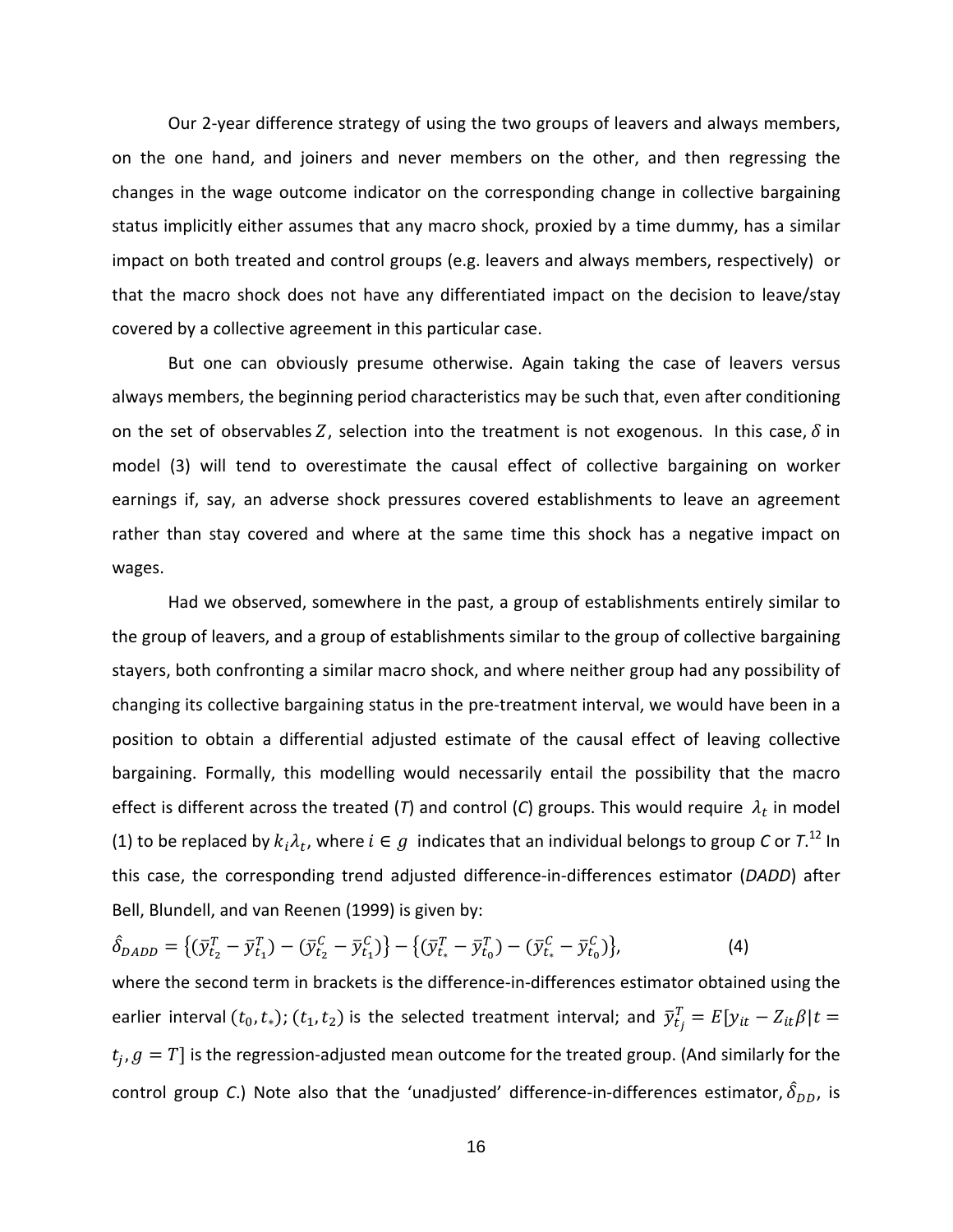Our 2-year difference strategy of using the two groups of leavers and always members, on the one hand, and joiners and never members on the other, and then regressing the changes in the wage outcome indicator on the corresponding change in collective bargaining status implicitly either assumes that any macro shock, proxied by a time dummy, has a similar impact on both treated and control groups (e.g. leavers and always members, respectively) or that the macro shock does not have any differentiated impact on the decision to leave/stay covered by a collective agreement in this particular case.

But one can obviously presume otherwise. Again taking the case of leavers versus always members, the beginning period characteristics may be such that, even after conditioning on the set of observables $Z$, selection into the treatment is not exogenous. In this case, $\delta$ in model (3) will tend to overestimate the causal effect of collective bargaining on worker earnings if, say, an adverse shock pressures covered establishments to leave an agreement rather than stay covered and where at the same time this shock has a negative impact on wages.

Had we observed, somewhere in the past, a group of establishments entirely similar to the group of leavers, and a group of establishments similar to the group of collective bargaining stayers, both confronting a similar macro shock, and where neither group had any possibility of changing its collective bargaining status in the pre-treatment interval, we would have been in a position to obtain a differential adjusted estimate of the causal effect of leaving collective bargaining. Formally, this modelling would necessarily entail the possibility that the macro effect is different across the treated (*T*) and control (*C*) groups. This would require $\lambda_t$ in model (1) to be replaced by $k_i\lambda_t$, where $i \in g$ indicates that an individual belongs to group *C* or *T*.[12] In this case, the corresponding trend adjusted difference-in-differences estimator (*DADD*) after Bell, Blundell, and van Reenen (1999) is given by:

$$\hat{\delta}_{DADD} = \{(\bar{y}_{t_2}^T - \bar{y}_{t_1}^T) - (\bar{y}_{t_2}^C - \bar{y}_{t_1}^C)\} - \{(\bar{y}_{t_*}^T - \bar{y}_{t_0}^T) - (\bar{y}_{t_*}^C - \bar{y}_{t_0}^C)\}, \qquad (4)$$

where the second term in brackets is the difference-in-differences estimator obtained using the earlier interval $(t_0, t_*)$; $(t_1, t_2)$ is the selected treatment interval; and $\bar{y}_{t_j}^T = E[y_{it} - Z_{it}\beta | t = t_j, g = T]$ is the regression-adjusted mean outcome for the treated group. (And similarly for the control group *C*.) Note also that the 'unadjusted' difference-in-differences estimator, $\hat{\delta}_{DD}$, is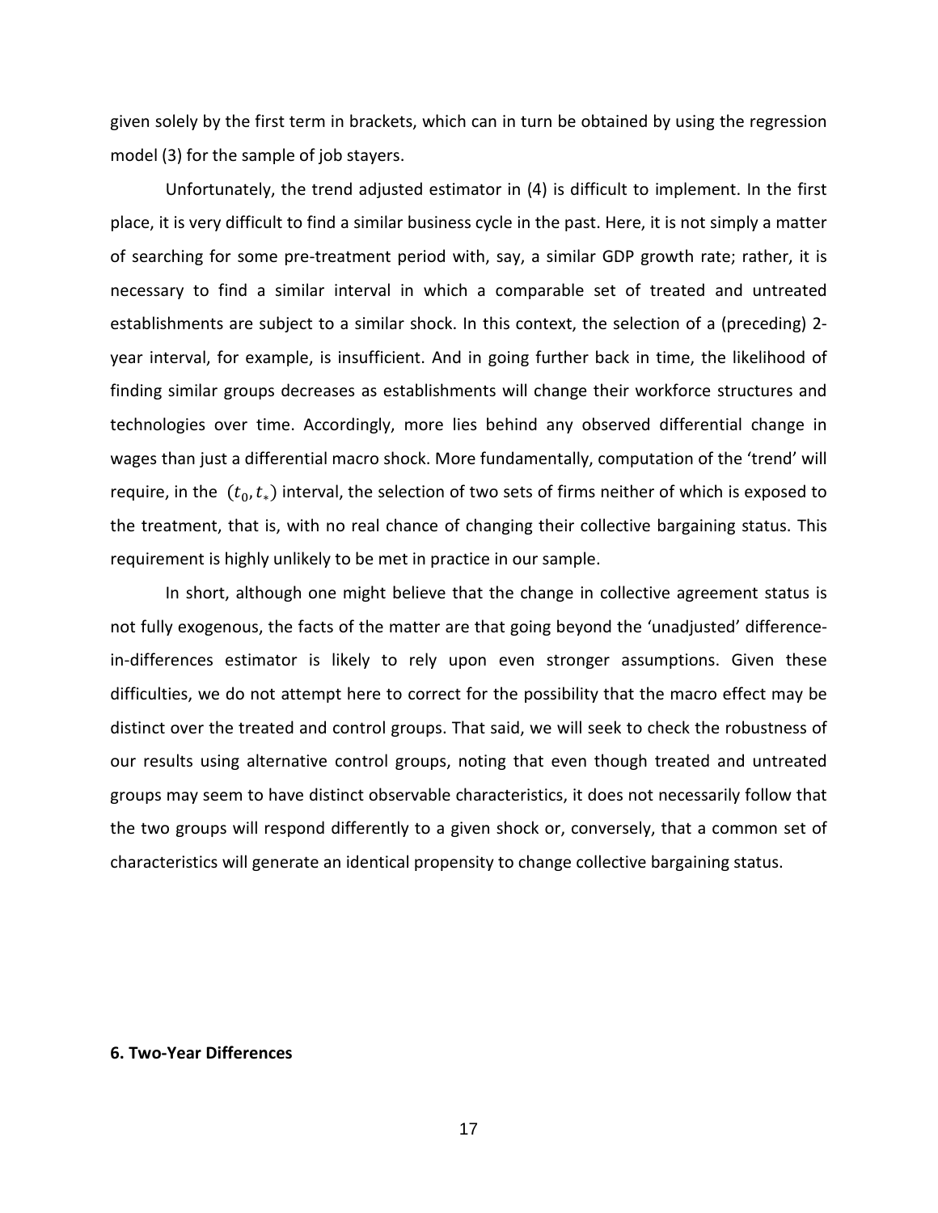given solely by the first term in brackets, which can in turn be obtained by using the regression model (3) for the sample of job stayers.

Unfortunately, the trend adjusted estimator in (4) is difficult to implement. In the first place, it is very difficult to find a similar business cycle in the past. Here, it is not simply a matter of searching for some pre-treatment period with, say, a similar GDP growth rate; rather, it is necessary to find a similar interval in which a comparable set of treated and untreated establishments are subject to a similar shock. In this context, the selection of a (preceding) 2-year interval, for example, is insufficient. And in going further back in time, the likelihood of finding similar groups decreases as establishments will change their workforce structures and technologies over time. Accordingly, more lies behind any observed differential change in wages than just a differential macro shock. More fundamentally, computation of the 'trend' will require, in the $(t_0, t_*)$ interval, the selection of two sets of firms neither of which is exposed to the treatment, that is, with no real chance of changing their collective bargaining status. This requirement is highly unlikely to be met in practice in our sample.

In short, although one might believe that the change in collective agreement status is not fully exogenous, the facts of the matter are that going beyond the 'unadjusted' difference-in-differences estimator is likely to rely upon even stronger assumptions. Given these difficulties, we do not attempt here to correct for the possibility that the macro effect may be distinct over the treated and control groups. That said, we will seek to check the robustness of our results using alternative control groups, noting that even though treated and untreated groups may seem to have distinct observable characteristics, it does not necessarily follow that the two groups will respond differently to a given shock or, conversely, that a common set of characteristics will generate an identical propensity to change collective bargaining status.

## 6. Two-Year Differences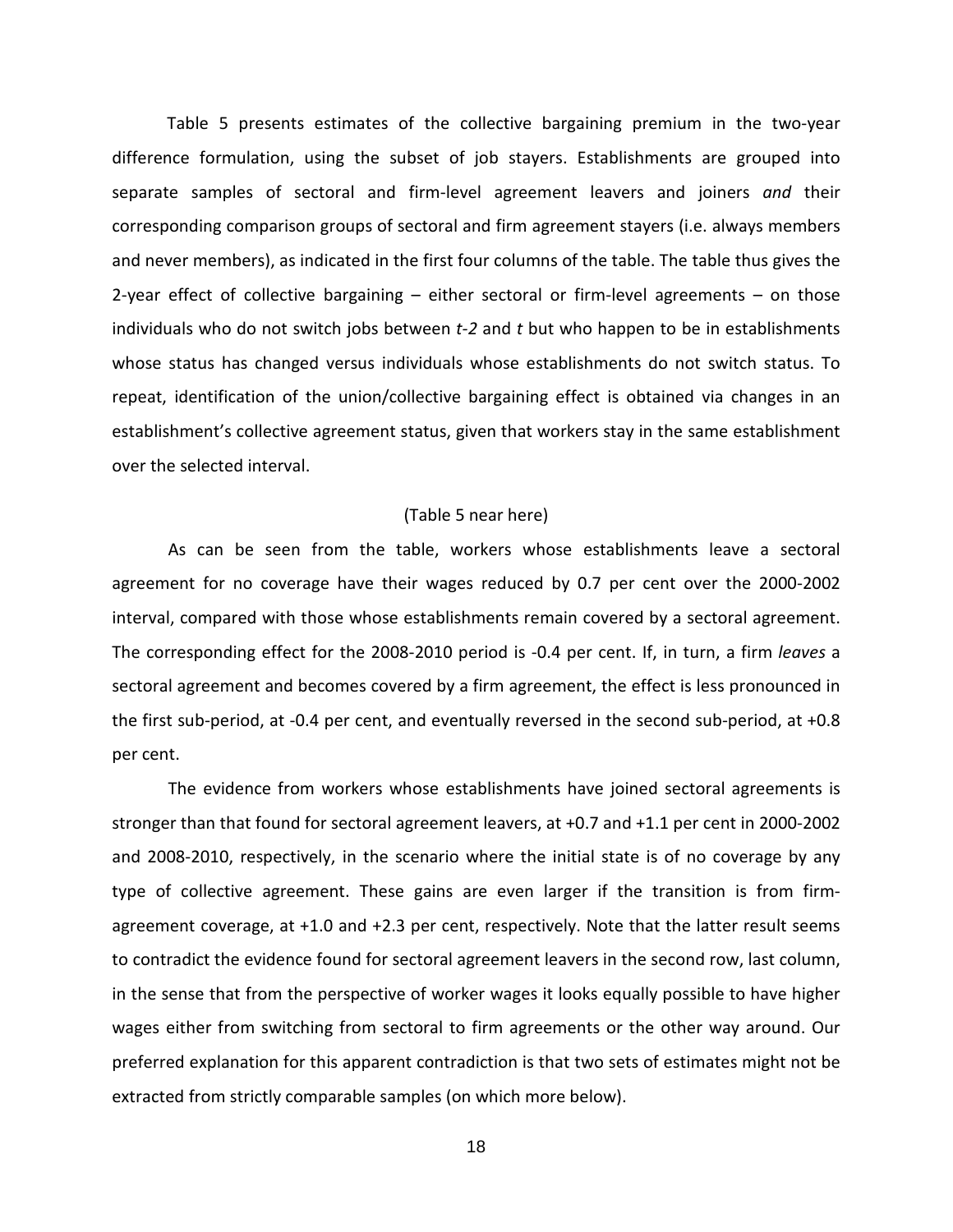Table 5 presents estimates of the collective bargaining premium in the two-year difference formulation, using the subset of job stayers. Establishments are grouped into separate samples of sectoral and firm-level agreement leavers and joiners *and* their corresponding comparison groups of sectoral and firm agreement stayers (i.e. always members and never members), as indicated in the first four columns of the table. The table thus gives the 2-year effect of collective bargaining – either sectoral or firm-level agreements – on those individuals who do not switch jobs between *t-2* and *t* but who happen to be in establishments whose status has changed versus individuals whose establishments do not switch status. To repeat, identification of the union/collective bargaining effect is obtained via changes in an establishment's collective agreement status, given that workers stay in the same establishment over the selected interval.

(Table 5 near here)

As can be seen from the table, workers whose establishments leave a sectoral agreement for no coverage have their wages reduced by 0.7 per cent over the 2000-2002 interval, compared with those whose establishments remain covered by a sectoral agreement. The corresponding effect for the 2008-2010 period is -0.4 per cent. If, in turn, a firm *leaves* a sectoral agreement and becomes covered by a firm agreement, the effect is less pronounced in the first sub-period, at -0.4 per cent, and eventually reversed in the second sub-period, at +0.8 per cent.

The evidence from workers whose establishments have joined sectoral agreements is stronger than that found for sectoral agreement leavers, at +0.7 and +1.1 per cent in 2000-2002 and 2008-2010, respectively, in the scenario where the initial state is of no coverage by any type of collective agreement. These gains are even larger if the transition is from firm-agreement coverage, at +1.0 and +2.3 per cent, respectively. Note that the latter result seems to contradict the evidence found for sectoral agreement leavers in the second row, last column, in the sense that from the perspective of worker wages it looks equally possible to have higher wages either from switching from sectoral to firm agreements or the other way around. Our preferred explanation for this apparent contradiction is that two sets of estimates might not be extracted from strictly comparable samples (on which more below).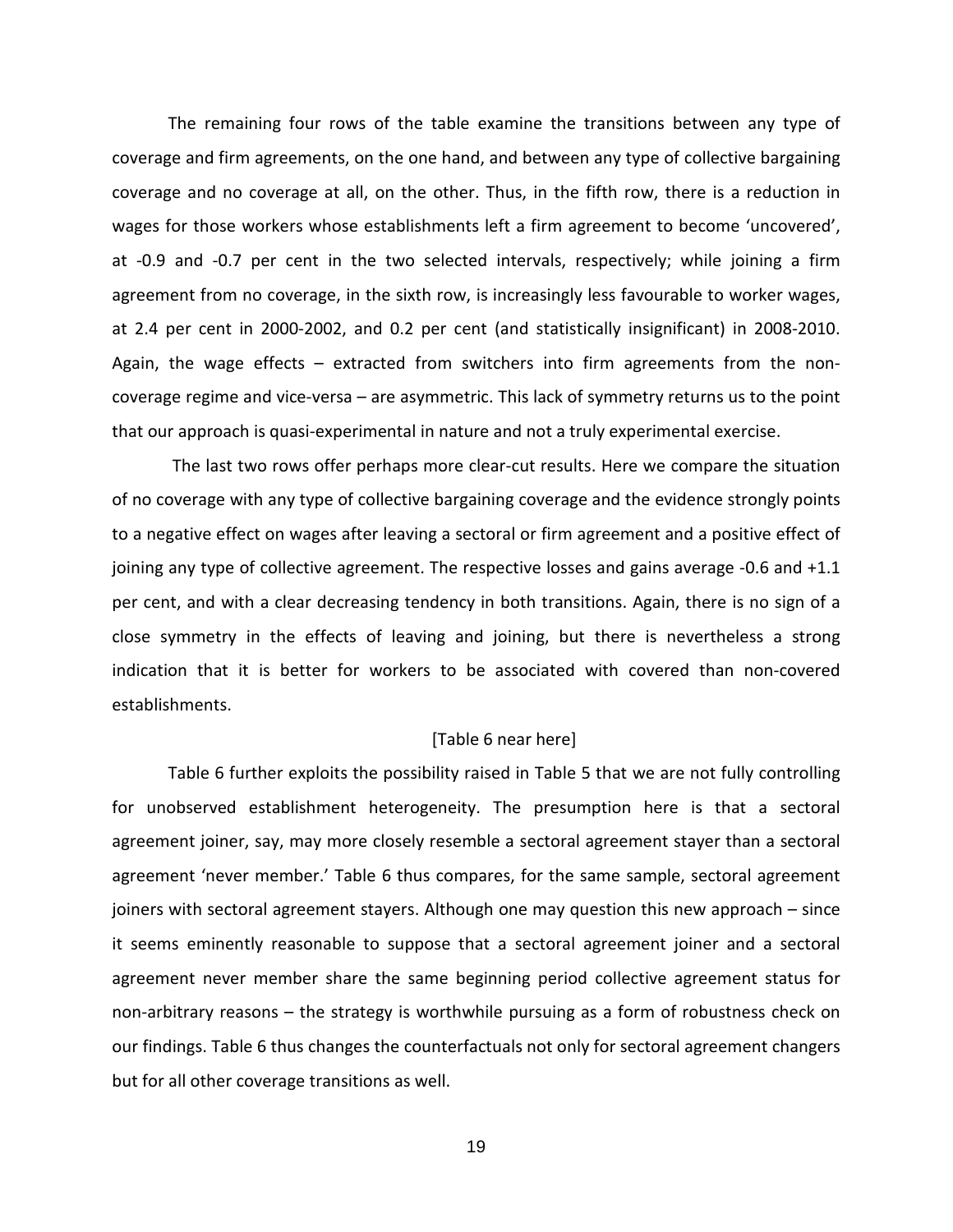The remaining four rows of the table examine the transitions between any type of coverage and firm agreements, on the one hand, and between any type of collective bargaining coverage and no coverage at all, on the other. Thus, in the fifth row, there is a reduction in wages for those workers whose establishments left a firm agreement to become 'uncovered', at -0.9 and -0.7 per cent in the two selected intervals, respectively; while joining a firm agreement from no coverage, in the sixth row, is increasingly less favourable to worker wages, at 2.4 per cent in 2000-2002, and 0.2 per cent (and statistically insignificant) in 2008-2010. Again, the wage effects – extracted from switchers into firm agreements from the non-coverage regime and vice-versa – are asymmetric. This lack of symmetry returns us to the point that our approach is quasi-experimental in nature and not a truly experimental exercise.

The last two rows offer perhaps more clear-cut results. Here we compare the situation of no coverage with any type of collective bargaining coverage and the evidence strongly points to a negative effect on wages after leaving a sectoral or firm agreement and a positive effect of joining any type of collective agreement. The respective losses and gains average -0.6 and +1.1 per cent, and with a clear decreasing tendency in both transitions. Again, there is no sign of a close symmetry in the effects of leaving and joining, but there is nevertheless a strong indication that it is better for workers to be associated with covered than non-covered establishments.

[Table 6 near here]

Table 6 further exploits the possibility raised in Table 5 that we are not fully controlling for unobserved establishment heterogeneity. The presumption here is that a sectoral agreement joiner, say, may more closely resemble a sectoral agreement stayer than a sectoral agreement 'never member.' Table 6 thus compares, for the same sample, sectoral agreement joiners with sectoral agreement stayers. Although one may question this new approach – since it seems eminently reasonable to suppose that a sectoral agreement joiner and a sectoral agreement never member share the same beginning period collective agreement status for non-arbitrary reasons – the strategy is worthwhile pursuing as a form of robustness check on our findings. Table 6 thus changes the counterfactuals not only for sectoral agreement changers but for all other coverage transitions as well.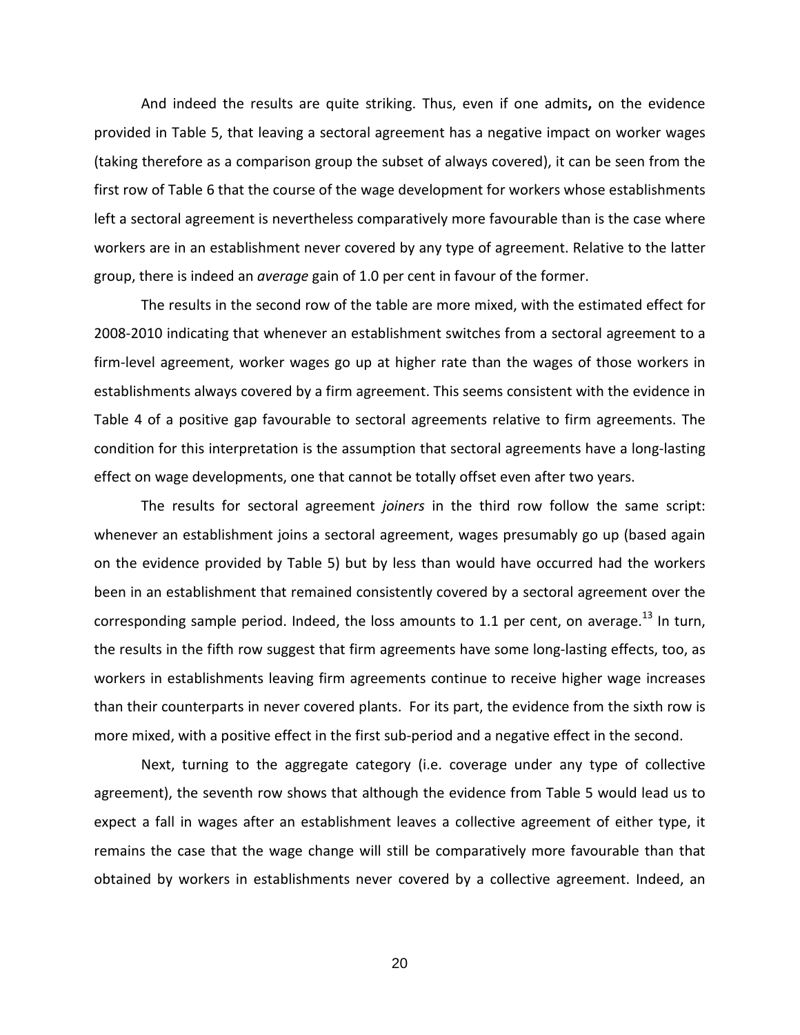And indeed the results are quite striking. Thus, even if one admits**,** on the evidence provided in Table 5, that leaving a sectoral agreement has a negative impact on worker wages (taking therefore as a comparison group the subset of always covered), it can be seen from the first row of Table 6 that the course of the wage development for workers whose establishments left a sectoral agreement is nevertheless comparatively more favourable than is the case where workers are in an establishment never covered by any type of agreement. Relative to the latter group, there is indeed an *average* gain of 1.0 per cent in favour of the former.

The results in the second row of the table are more mixed, with the estimated effect for 2008-2010 indicating that whenever an establishment switches from a sectoral agreement to a firm-level agreement, worker wages go up at higher rate than the wages of those workers in establishments always covered by a firm agreement. This seems consistent with the evidence in Table 4 of a positive gap favourable to sectoral agreements relative to firm agreements. The condition for this interpretation is the assumption that sectoral agreements have a long-lasting effect on wage developments, one that cannot be totally offset even after two years.

The results for sectoral agreement *joiners* in the third row follow the same script: whenever an establishment joins a sectoral agreement, wages presumably go up (based again on the evidence provided by Table 5) but by less than would have occurred had the workers been in an establishment that remained consistently covered by a sectoral agreement over the corresponding sample period. Indeed, the loss amounts to 1.1 per cent, on average.[13] In turn, the results in the fifth row suggest that firm agreements have some long-lasting effects, too, as workers in establishments leaving firm agreements continue to receive higher wage increases than their counterparts in never covered plants. For its part, the evidence from the sixth row is more mixed, with a positive effect in the first sub-period and a negative effect in the second.

Next, turning to the aggregate category (i.e. coverage under any type of collective agreement), the seventh row shows that although the evidence from Table 5 would lead us to expect a fall in wages after an establishment leaves a collective agreement of either type, it remains the case that the wage change will still be comparatively more favourable than that obtained by workers in establishments never covered by a collective agreement. Indeed, an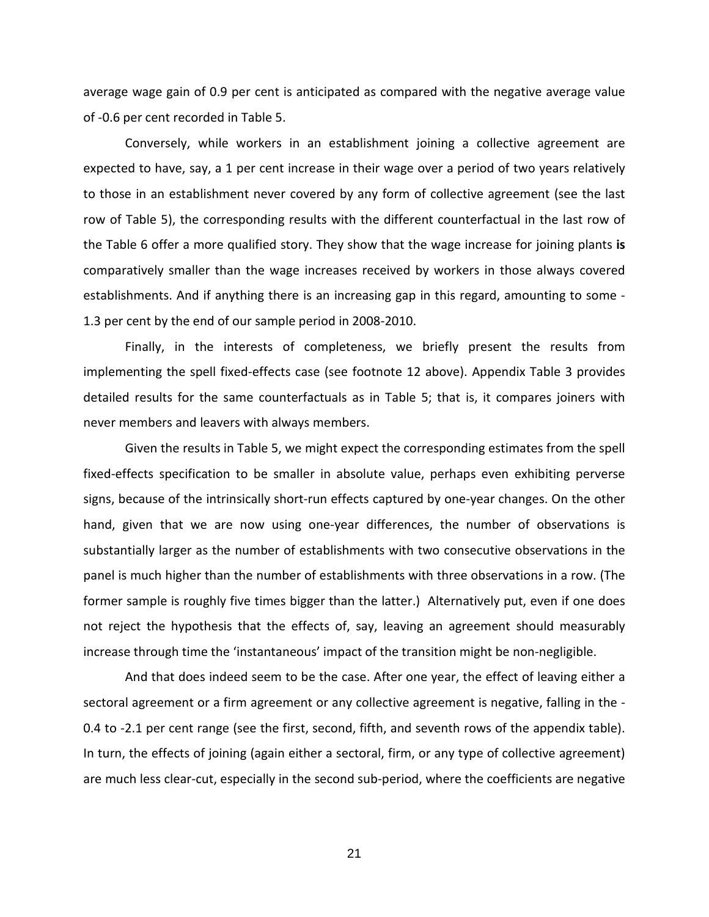average wage gain of 0.9 per cent is anticipated as compared with the negative average value of -0.6 per cent recorded in Table 5.

Conversely, while workers in an establishment joining a collective agreement are expected to have, say, a 1 per cent increase in their wage over a period of two years relatively to those in an establishment never covered by any form of collective agreement (see the last row of Table 5), the corresponding results with the different counterfactual in the last row of the Table 6 offer a more qualified story. They show that the wage increase for joining plants **is** comparatively smaller than the wage increases received by workers in those always covered establishments. And if anything there is an increasing gap in this regard, amounting to some -1.3 per cent by the end of our sample period in 2008-2010.

Finally, in the interests of completeness, we briefly present the results from implementing the spell fixed-effects case (see footnote 12 above). Appendix Table 3 provides detailed results for the same counterfactuals as in Table 5; that is, it compares joiners with never members and leavers with always members.

Given the results in Table 5, we might expect the corresponding estimates from the spell fixed-effects specification to be smaller in absolute value, perhaps even exhibiting perverse signs, because of the intrinsically short-run effects captured by one-year changes. On the other hand, given that we are now using one-year differences, the number of observations is substantially larger as the number of establishments with two consecutive observations in the panel is much higher than the number of establishments with three observations in a row. (The former sample is roughly five times bigger than the latter.) Alternatively put, even if one does not reject the hypothesis that the effects of, say, leaving an agreement should measurably increase through time the 'instantaneous' impact of the transition might be non-negligible.

And that does indeed seem to be the case. After one year, the effect of leaving either a sectoral agreement or a firm agreement or any collective agreement is negative, falling in the -0.4 to -2.1 per cent range (see the first, second, fifth, and seventh rows of the appendix table). In turn, the effects of joining (again either a sectoral, firm, or any type of collective agreement) are much less clear-cut, especially in the second sub-period, where the coefficients are negative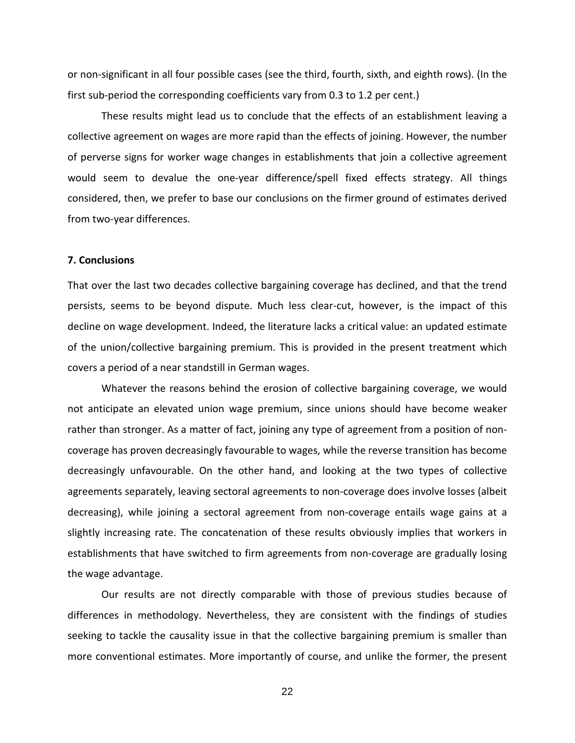or non-significant in all four possible cases (see the third, fourth, sixth, and eighth rows). (In the first sub-period the corresponding coefficients vary from 0.3 to 1.2 per cent.)

These results might lead us to conclude that the effects of an establishment leaving a collective agreement on wages are more rapid than the effects of joining. However, the number of perverse signs for worker wage changes in establishments that join a collective agreement would seem to devalue the one-year difference/spell fixed effects strategy. All things considered, then, we prefer to base our conclusions on the firmer ground of estimates derived from two-year differences.

### 7. Conclusions

That over the last two decades collective bargaining coverage has declined, and that the trend persists, seems to be beyond dispute. Much less clear-cut, however, is the impact of this decline on wage development. Indeed, the literature lacks a critical value: an updated estimate of the union/collective bargaining premium. This is provided in the present treatment which covers a period of a near standstill in German wages.

Whatever the reasons behind the erosion of collective bargaining coverage, we would not anticipate an elevated union wage premium, since unions should have become weaker rather than stronger. As a matter of fact, joining any type of agreement from a position of non-coverage has proven decreasingly favourable to wages, while the reverse transition has become decreasingly unfavourable. On the other hand, and looking at the two types of collective agreements separately, leaving sectoral agreements to non-coverage does involve losses (albeit decreasing), while joining a sectoral agreement from non-coverage entails wage gains at a slightly increasing rate. The concatenation of these results obviously implies that workers in establishments that have switched to firm agreements from non-coverage are gradually losing the wage advantage.

Our results are not directly comparable with those of previous studies because of differences in methodology. Nevertheless, they are consistent with the findings of studies seeking to tackle the causality issue in that the collective bargaining premium is smaller than more conventional estimates. More importantly of course, and unlike the former, the present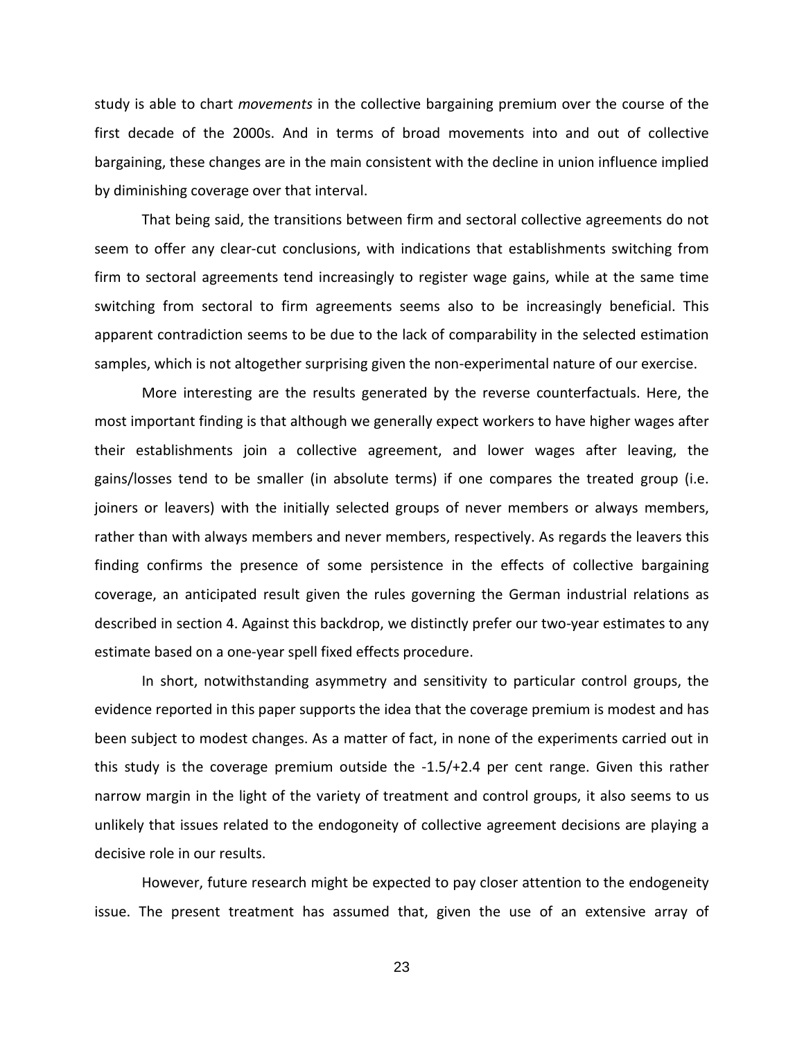study is able to chart *movements* in the collective bargaining premium over the course of the first decade of the 2000s. And in terms of broad movements into and out of collective bargaining, these changes are in the main consistent with the decline in union influence implied by diminishing coverage over that interval.

That being said, the transitions between firm and sectoral collective agreements do not seem to offer any clear-cut conclusions, with indications that establishments switching from firm to sectoral agreements tend increasingly to register wage gains, while at the same time switching from sectoral to firm agreements seems also to be increasingly beneficial. This apparent contradiction seems to be due to the lack of comparability in the selected estimation samples, which is not altogether surprising given the non-experimental nature of our exercise.

More interesting are the results generated by the reverse counterfactuals. Here, the most important finding is that although we generally expect workers to have higher wages after their establishments join a collective agreement, and lower wages after leaving, the gains/losses tend to be smaller (in absolute terms) if one compares the treated group (i.e. joiners or leavers) with the initially selected groups of never members or always members, rather than with always members and never members, respectively. As regards the leavers this finding confirms the presence of some persistence in the effects of collective bargaining coverage, an anticipated result given the rules governing the German industrial relations as described in section 4. Against this backdrop, we distinctly prefer our two-year estimates to any estimate based on a one-year spell fixed effects procedure.

In short, notwithstanding asymmetry and sensitivity to particular control groups, the evidence reported in this paper supports the idea that the coverage premium is modest and has been subject to modest changes. As a matter of fact, in none of the experiments carried out in this study is the coverage premium outside the -1.5/+2.4 per cent range. Given this rather narrow margin in the light of the variety of treatment and control groups, it also seems to us unlikely that issues related to the endogoneity of collective agreement decisions are playing a decisive role in our results.

However, future research might be expected to pay closer attention to the endogeneity issue. The present treatment has assumed that, given the use of an extensive array of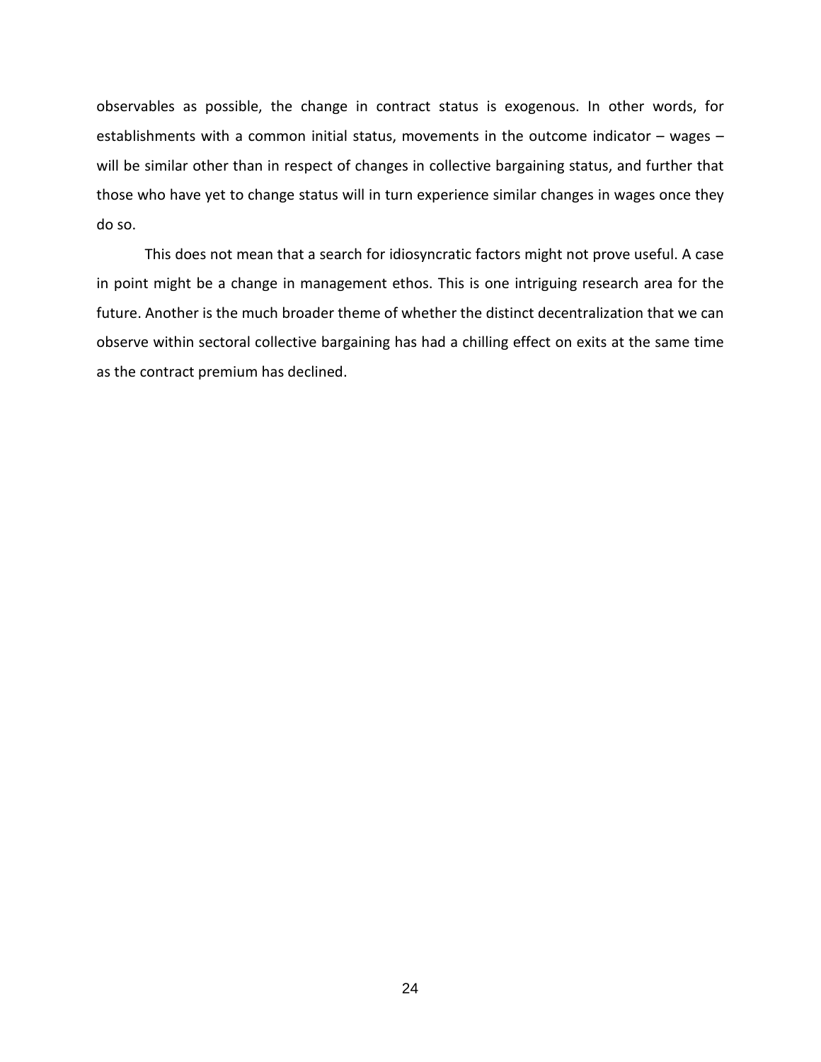observables as possible, the change in contract status is exogenous. In other words, for establishments with a common initial status, movements in the outcome indicator – wages – will be similar other than in respect of changes in collective bargaining status, and further that those who have yet to change status will in turn experience similar changes in wages once they do so.

This does not mean that a search for idiosyncratic factors might not prove useful. A case in point might be a change in management ethos. This is one intriguing research area for the future. Another is the much broader theme of whether the distinct decentralization that we can observe within sectoral collective bargaining has had a chilling effect on exits at the same time as the contract premium has declined.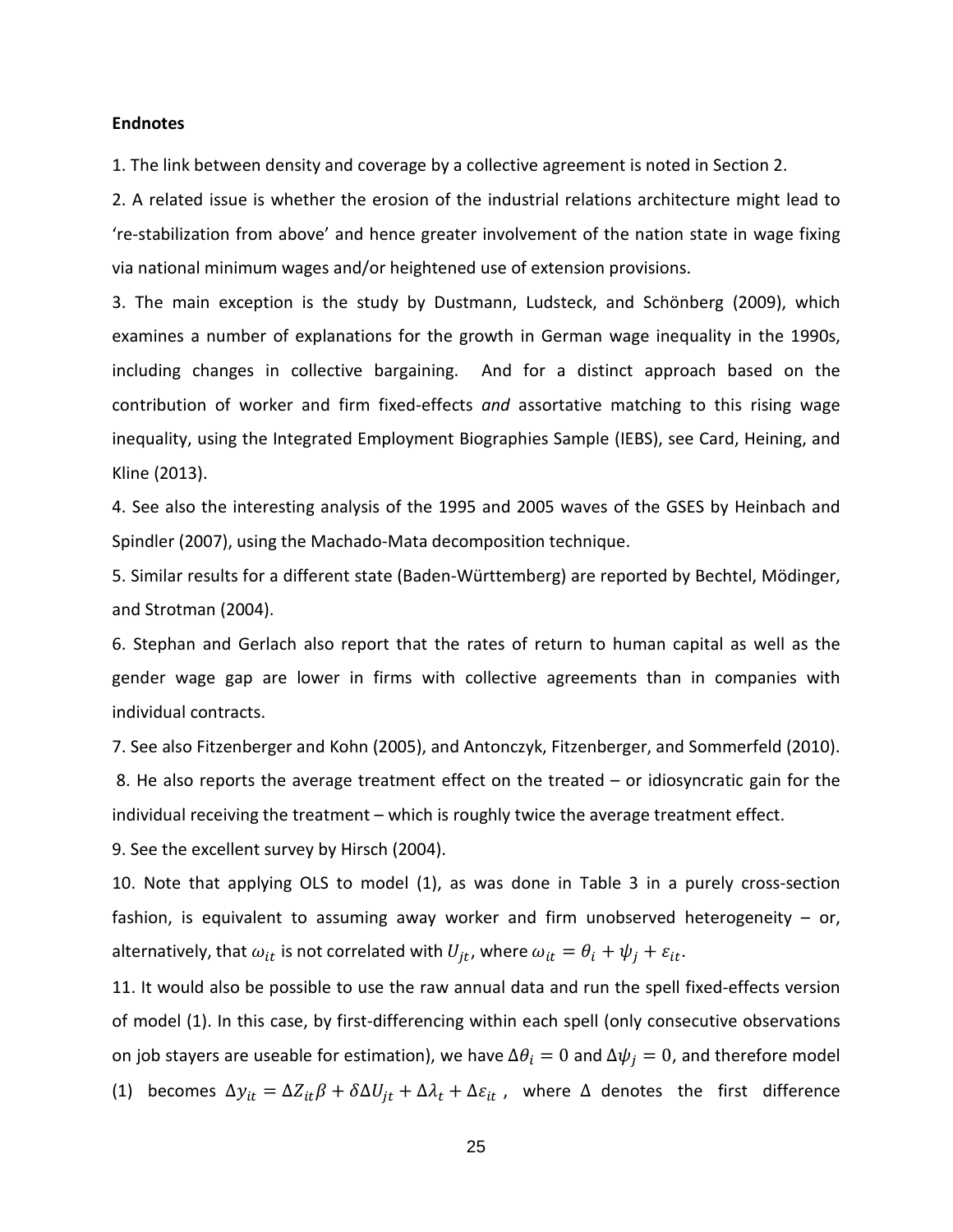**Endnotes**

1. The link between density and coverage by a collective agreement is noted in Section 2.

2. A related issue is whether the erosion of the industrial relations architecture might lead to 're-stabilization from above' and hence greater involvement of the nation state in wage fixing via national minimum wages and/or heightened use of extension provisions.

3. The main exception is the study by Dustmann, Ludsteck, and Schönberg (2009), which examines a number of explanations for the growth in German wage inequality in the 1990s, including changes in collective bargaining. And for a distinct approach based on the contribution of worker and firm fixed-effects *and* assortative matching to this rising wage inequality, using the Integrated Employment Biographies Sample (IEBS), see Card, Heining, and Kline (2013).

4. See also the interesting analysis of the 1995 and 2005 waves of the GSES by Heinbach and Spindler (2007), using the Machado-Mata decomposition technique.

5. Similar results for a different state (Baden-Württemberg) are reported by Bechtel, Mödinger, and Strotman (2004).

6. Stephan and Gerlach also report that the rates of return to human capital as well as the gender wage gap are lower in firms with collective agreements than in companies with individual contracts.

7. See also Fitzenberger and Kohn (2005), and Antonczyk, Fitzenberger, and Sommerfeld (2010).

8. He also reports the average treatment effect on the treated – or idiosyncratic gain for the individual receiving the treatment – which is roughly twice the average treatment effect.

9. See the excellent survey by Hirsch (2004).

10. Note that applying OLS to model (1), as was done in Table 3 in a purely cross-section fashion, is equivalent to assuming away worker and firm unobserved heterogeneity – or, alternatively, that $\omega_{it}$ is not correlated with $U_{jt}$, where $\omega_{it} = \theta_i + \psi_j + \varepsilon_{it}$.

11. It would also be possible to use the raw annual data and run the spell fixed-effects version of model (1). In this case, by first-differencing within each spell (only consecutive observations on job stayers are useable for estimation), we have $\Delta\theta_i = 0$ and $\Delta\psi_j = 0$, and therefore model (1) becomes $\Delta y_{it} = \Delta Z_{it}\beta + \delta\Delta U_{jt} + \Delta\lambda_t + \Delta\varepsilon_{it}$, where $\Delta$ denotes the first difference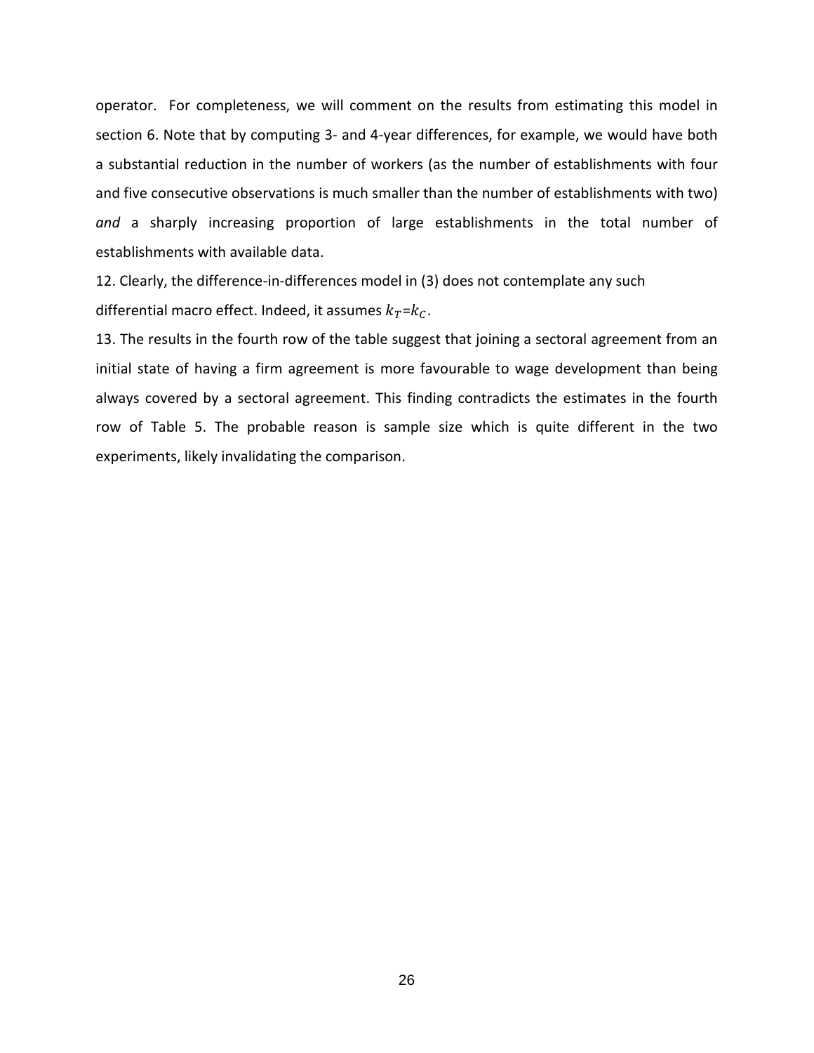operator. For completeness, we will comment on the results from estimating this model in section 6. Note that by computing 3- and 4-year differences, for example, we would have both a substantial reduction in the number of workers (as the number of establishments with four and five consecutive observations is much smaller than the number of establishments with two) *and* a sharply increasing proportion of large establishments in the total number of establishments with available data.

12. Clearly, the difference-in-differences model in (3) does not contemplate any such differential macro effect. Indeed, it assumes $k_T$=$k_C$.

13. The results in the fourth row of the table suggest that joining a sectoral agreement from an initial state of having a firm agreement is more favourable to wage development than being always covered by a sectoral agreement. This finding contradicts the estimates in the fourth row of Table 5. The probable reason is sample size which is quite different in the two experiments, likely invalidating the comparison.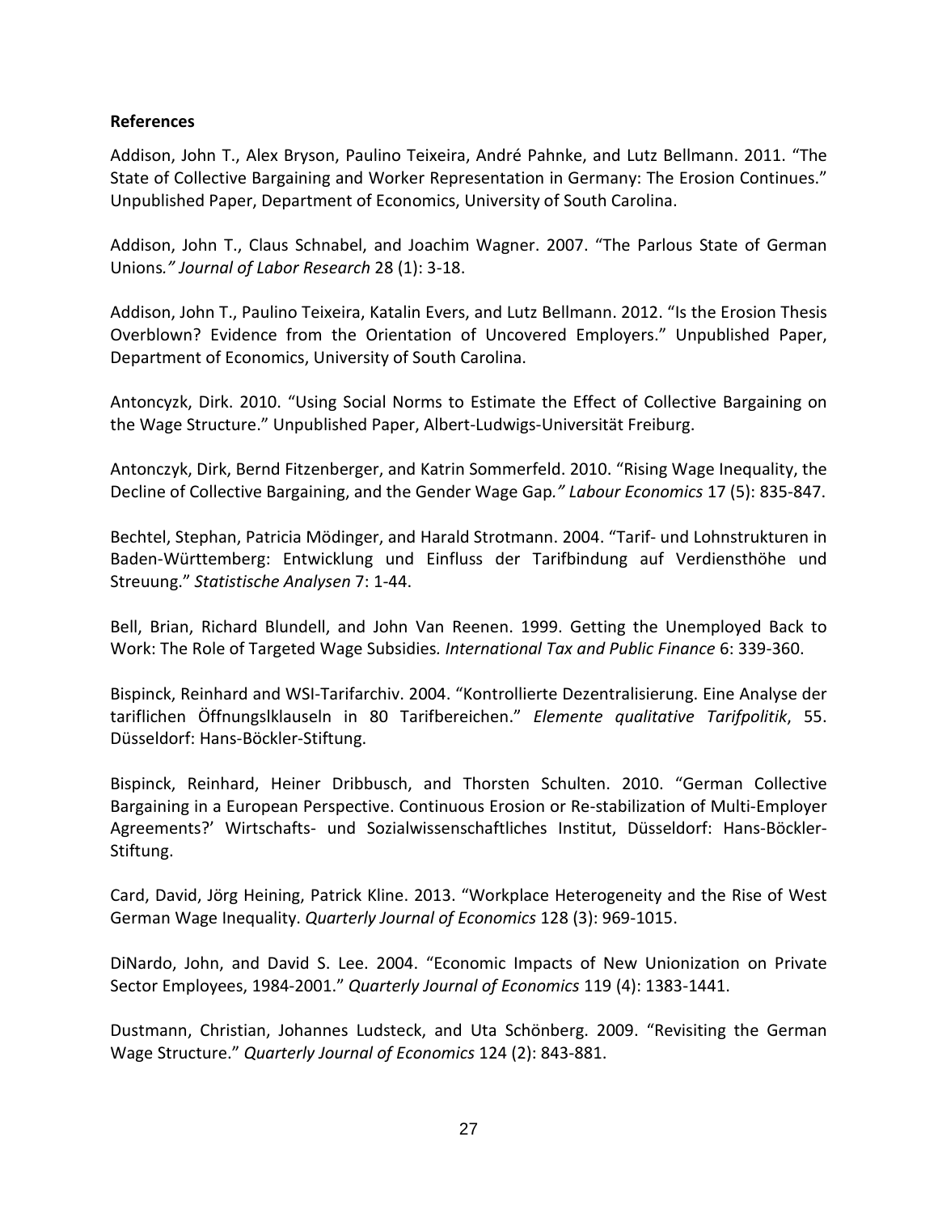**References**

Addison, John T., Alex Bryson, Paulino Teixeira, André Pahnke, and Lutz Bellmann. 2011. "The State of Collective Bargaining and Worker Representation in Germany: The Erosion Continues." Unpublished Paper, Department of Economics, University of South Carolina.

Addison, John T., Claus Schnabel, and Joachim Wagner. 2007. "The Parlous State of German Unions*." Journal of Labor Research* 28 (1): 3-18.

Addison, John T., Paulino Teixeira, Katalin Evers, and Lutz Bellmann. 2012. "Is the Erosion Thesis Overblown? Evidence from the Orientation of Uncovered Employers." Unpublished Paper, Department of Economics, University of South Carolina.

Antoncyzk, Dirk. 2010. "Using Social Norms to Estimate the Effect of Collective Bargaining on the Wage Structure." Unpublished Paper, Albert-Ludwigs-Universität Freiburg.

Antonczyk, Dirk, Bernd Fitzenberger, and Katrin Sommerfeld. 2010. "Rising Wage Inequality, the Decline of Collective Bargaining, and the Gender Wage Gap*." Labour Economics* 17 (5): 835-847.

Bechtel, Stephan, Patricia Mödinger, and Harald Strotmann. 2004. "Tarif- und Lohnstrukturen in Baden-Württemberg: Entwicklung und Einfluss der Tarifbindung auf Verdiensthöhe und Streuung." *Statistische Analysen* 7: 1-44.

Bell, Brian, Richard Blundell, and John Van Reenen. 1999. Getting the Unemployed Back to Work: The Role of Targeted Wage Subsidies*. International Tax and Public Finance* 6: 339-360.

Bispinck, Reinhard and WSI-Tarifarchiv. 2004. "Kontrollierte Dezentralisierung. Eine Analyse der tariflichen Öffnungslklauseln in 80 Tarifbereichen." *Elemente qualitative Tarifpolitik*, 55. Düsseldorf: Hans-Böckler-Stiftung.

Bispinck, Reinhard, Heiner Dribbusch, and Thorsten Schulten. 2010. "German Collective Bargaining in a European Perspective. Continuous Erosion or Re-stabilization of Multi-Employer Agreements?' Wirtschafts- und Sozialwissenschaftliches Institut, Düsseldorf: Hans-Böckler-Stiftung.

Card, David, Jörg Heining, Patrick Kline. 2013. "Workplace Heterogeneity and the Rise of West German Wage Inequality. *Quarterly Journal of Economics* 128 (3): 969-1015.

DiNardo, John, and David S. Lee. 2004. "Economic Impacts of New Unionization on Private Sector Employees, 1984-2001." *Quarterly Journal of Economics* 119 (4): 1383-1441.

Dustmann, Christian, Johannes Ludsteck, and Uta Schönberg. 2009. "Revisiting the German Wage Structure." *Quarterly Journal of Economics* 124 (2): 843-881.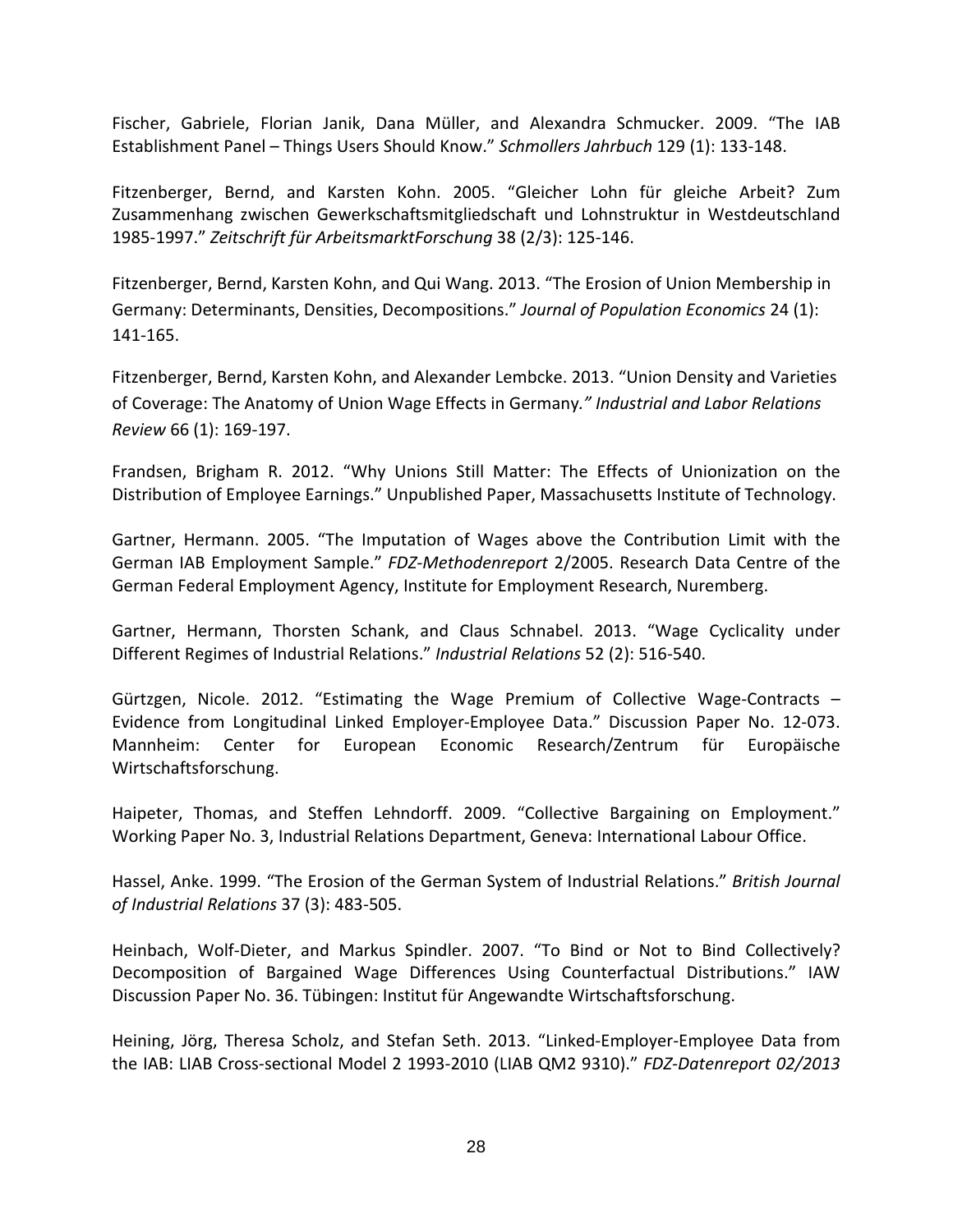Fischer, Gabriele, Florian Janik, Dana Müller, and Alexandra Schmucker. 2009. "The IAB Establishment Panel – Things Users Should Know." *Schmollers Jahrbuch* 129 (1): 133-148.

Fitzenberger, Bernd, and Karsten Kohn. 2005. "Gleicher Lohn für gleiche Arbeit? Zum Zusammenhang zwischen Gewerkschaftsmitgliedschaft und Lohnstruktur in Westdeutschland 1985-1997." *Zeitschrift für ArbeitsmarktForschung* 38 (2/3): 125-146.

Fitzenberger, Bernd, Karsten Kohn, and Qui Wang. 2013. "The Erosion of Union Membership in Germany: Determinants, Densities, Decompositions." *Journal of Population Economics* 24 (1): 141-165.

Fitzenberger, Bernd, Karsten Kohn, and Alexander Lembcke. 2013. "Union Density and Varieties of Coverage: The Anatomy of Union Wage Effects in Germany*." Industrial and Labor Relations Review* 66 (1): 169-197.

Frandsen, Brigham R. 2012. "Why Unions Still Matter: The Effects of Unionization on the Distribution of Employee Earnings." Unpublished Paper, Massachusetts Institute of Technology.

Gartner, Hermann. 2005. "The Imputation of Wages above the Contribution Limit with the German IAB Employment Sample." *FDZ-Methodenreport* 2/2005. Research Data Centre of the German Federal Employment Agency, Institute for Employment Research, Nuremberg.

Gartner, Hermann, Thorsten Schank, and Claus Schnabel. 2013. "Wage Cyclicality under Different Regimes of Industrial Relations." *Industrial Relations* 52 (2): 516-540.

Gürtzgen, Nicole. 2012. "Estimating the Wage Premium of Collective Wage-Contracts – Evidence from Longitudinal Linked Employer-Employee Data." Discussion Paper No. 12-073. Mannheim: Center for European Economic Research/Zentrum für Europäische Wirtschaftsforschung.

Haipeter, Thomas, and Steffen Lehndorff. 2009. "Collective Bargaining on Employment." Working Paper No. 3, Industrial Relations Department, Geneva: International Labour Office.

Hassel, Anke. 1999. "The Erosion of the German System of Industrial Relations." *British Journal of Industrial Relations* 37 (3): 483-505.

Heinbach, Wolf-Dieter, and Markus Spindler. 2007. "To Bind or Not to Bind Collectively? Decomposition of Bargained Wage Differences Using Counterfactual Distributions." IAW Discussion Paper No. 36. Tübingen: Institut für Angewandte Wirtschaftsforschung.

Heining, Jörg, Theresa Scholz, and Stefan Seth. 2013. "Linked-Employer-Employee Data from the IAB: LIAB Cross-sectional Model 2 1993-2010 (LIAB QM2 9310)." *FDZ-Datenreport 02/2013*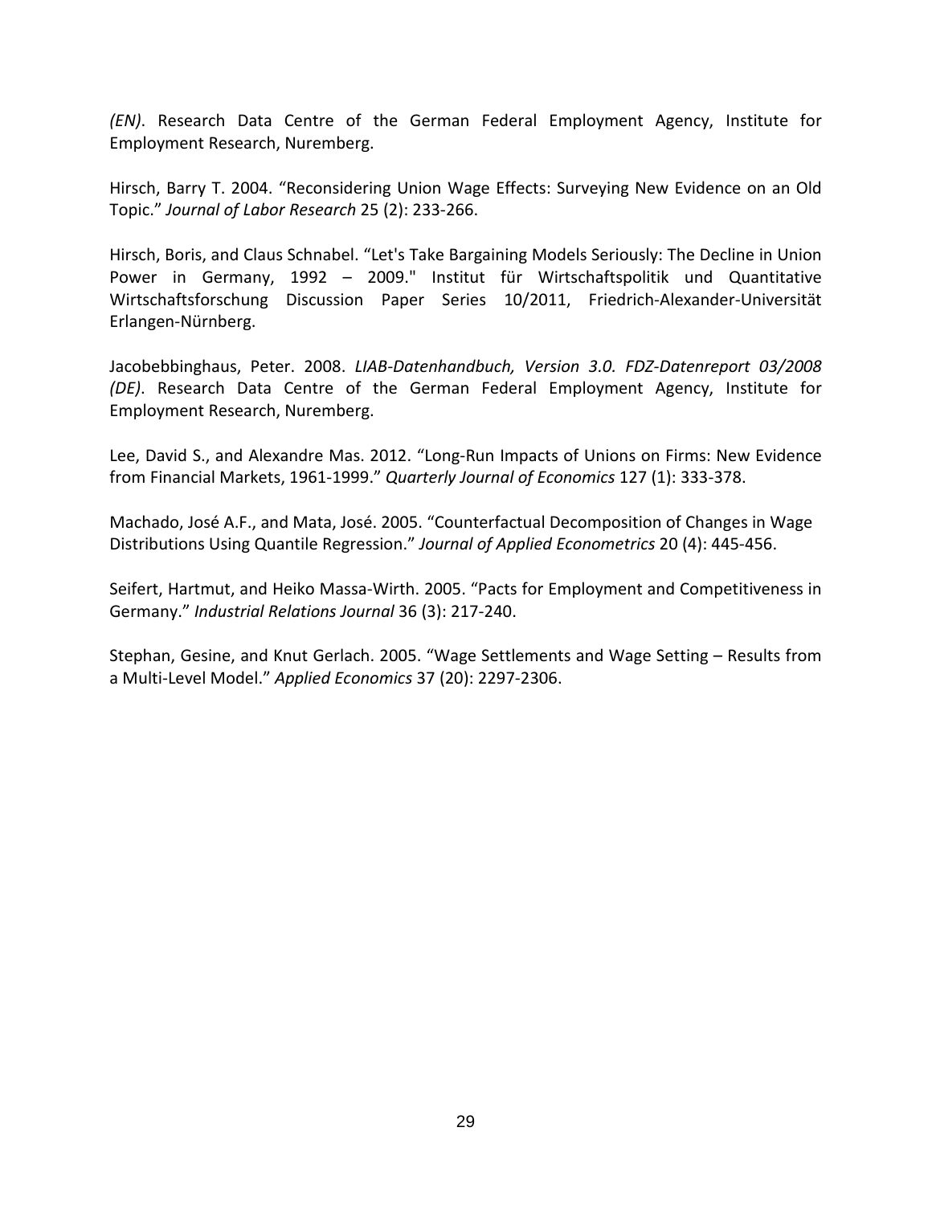*(EN)*. Research Data Centre of the German Federal Employment Agency, Institute for Employment Research, Nuremberg.

Hirsch, Barry T. 2004. "Reconsidering Union Wage Effects: Surveying New Evidence on an Old Topic." *Journal of Labor Research* 25 (2): 233-266.

Hirsch, Boris, and Claus Schnabel. "Let's Take Bargaining Models Seriously: The Decline in Union Power in Germany, 1992 – 2009." Institut für Wirtschaftspolitik und Quantitative Wirtschaftsforschung Discussion Paper Series 10/2011, Friedrich-Alexander-Universität Erlangen-Nürnberg.

Jacobebbinghaus, Peter. 2008. *LIAB-Datenhandbuch, Version 3.0. FDZ-Datenreport 03/2008 (DE)*. Research Data Centre of the German Federal Employment Agency, Institute for Employment Research, Nuremberg.

Lee, David S., and Alexandre Mas. 2012. "Long-Run Impacts of Unions on Firms: New Evidence from Financial Markets, 1961-1999." *Quarterly Journal of Economics* 127 (1): 333-378.

Machado, José A.F., and Mata, José. 2005. "Counterfactual Decomposition of Changes in Wage Distributions Using Quantile Regression." *Journal of Applied Econometrics* 20 (4): 445-456.

Seifert, Hartmut, and Heiko Massa-Wirth. 2005. "Pacts for Employment and Competitiveness in Germany." *Industrial Relations Journal* 36 (3): 217-240.

Stephan, Gesine, and Knut Gerlach. 2005. "Wage Settlements and Wage Setting – Results from a Multi-Level Model." *Applied Economics* 37 (20): 2297-2306.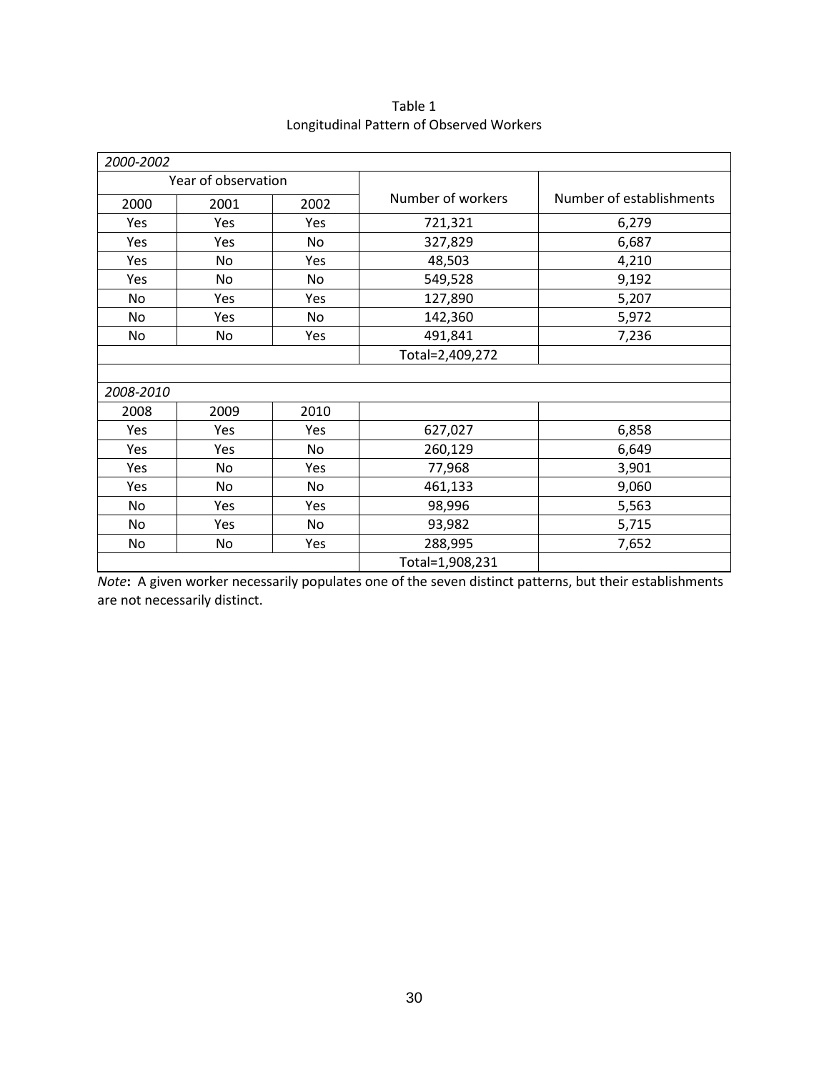Table 1
Longitudinal Pattern of Observed Workers

| *2000-2002* | | | | |
|---|---|---|---|---|
| Year of observation | | | Number of workers | Number of establishments |
| 2000 | 2001 | 2002 | | |
| Yes | Yes | Yes | 721,321 | 6,279 |
| Yes | Yes | No | 327,829 | 6,687 |
| Yes | No | Yes | 48,503 | 4,210 |
| Yes | No | No | 549,528 | 9,192 |
| No | Yes | Yes | 127,890 | 5,207 |
| No | Yes | No | 142,360 | 5,972 |
| No | No | Yes | 491,841 | 7,236 |
| | | | Total=2,409,272 | |
| | | | | |
| *2008-2010* | | | | |
| 2008 | 2009 | 2010 | | |
| Yes | Yes | Yes | 627,027 | 6,858 |
| Yes | Yes | No | 260,129 | 6,649 |
| Yes | No | Yes | 77,968 | 3,901 |
| Yes | No | No | 461,133 | 9,060 |
| No | Yes | Yes | 98,996 | 5,563 |
| No | Yes | No | 93,982 | 5,715 |
| No | No | Yes | 288,995 | 7,652 |
| | | | Total=1,908,231 | |

*Note*: A given worker necessarily populates one of the seven distinct patterns, but their establishments are not necessarily distinct.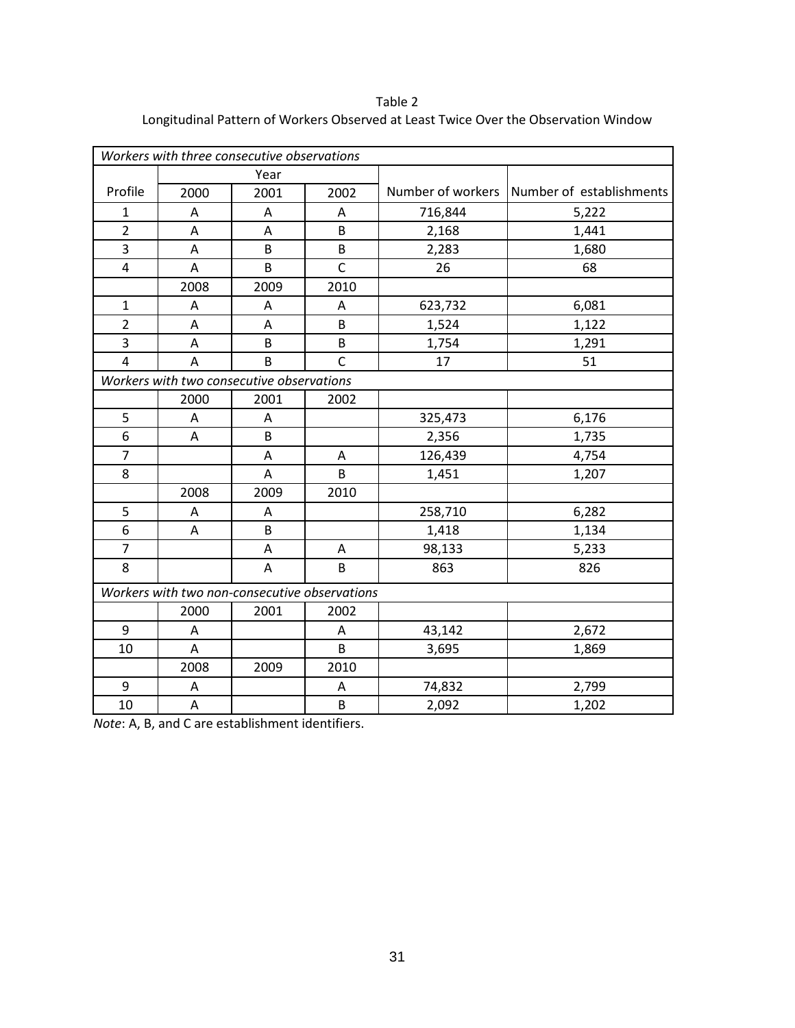Table 2

Longitudinal Pattern of Workers Observed at Least Twice Over the Observation Window

| *Workers with three consecutive observations* | | | | | |
|---|---|---|---|---|---|
| | Year | | | | |
| Profile | 2000 | 2001 | 2002 | Number of workers | Number of establishments |
| 1 | A | A | A | 716,844 | 5,222 |
| 2 | A | A | B | 2,168 | 1,441 |
| 3 | A | B | B | 2,283 | 1,680 |
| 4 | A | B | C | 26 | 68 |
| | 2008 | 2009 | 2010 | | |
| 1 | A | A | A | 623,732 | 6,081 |
| 2 | A | A | B | 1,524 | 1,122 |
| 3 | A | B | B | 1,754 | 1,291 |
| 4 | A | B | C | 17 | 51 |
| *Workers with two consecutive observations* | | | | | |
| | 2000 | 2001 | 2002 | | |
| 5 | A | A | | 325,473 | 6,176 |
| 6 | A | B | | 2,356 | 1,735 |
| 7 | | A | A | 126,439 | 4,754 |
| 8 | | A | B | 1,451 | 1,207 |
| | 2008 | 2009 | 2010 | | |
| 5 | A | A | | 258,710 | 6,282 |
| 6 | A | B | | 1,418 | 1,134 |
| 7 | | A | A | 98,133 | 5,233 |
| 8 | | A | B | 863 | 826 |
| *Workers with two non-consecutive observations* | | | | | |
| | 2000 | 2001 | 2002 | | |
| 9 | A | | A | 43,142 | 2,672 |
| 10 | A | | B | 3,695 | 1,869 |
| | 2008 | 2009 | 2010 | | |
| 9 | A | | A | 74,832 | 2,799 |
| 10 | A | | B | 2,092 | 1,202 |

*Note*: A, B, and C are establishment identifiers.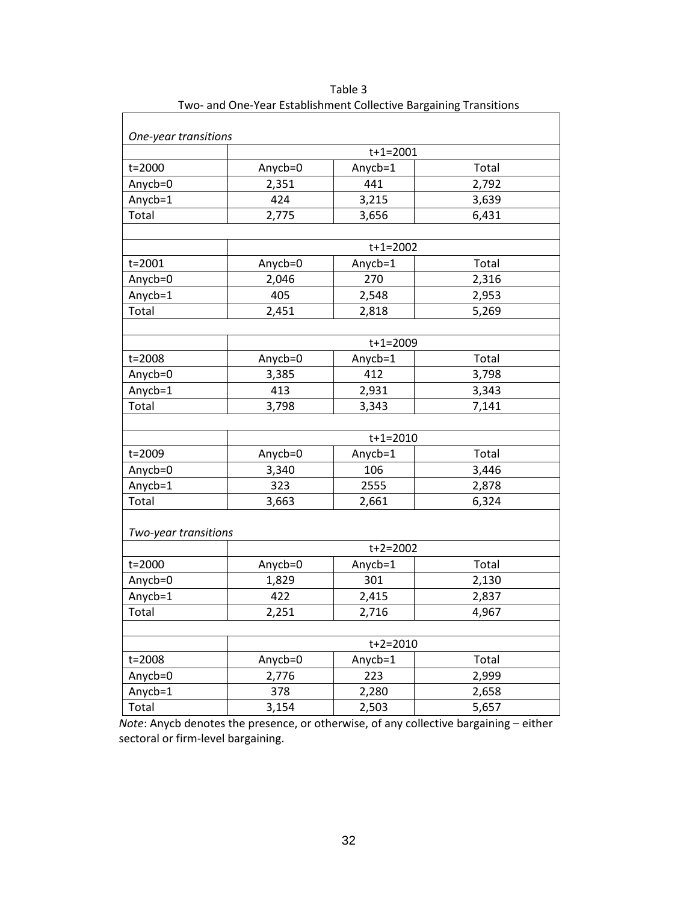Table 3
Two- and One-Year Establishment Collective Bargaining Transitions

| *One-year transitions* | | | |
|---|---|---|---|
| | t+1=2001 | | |
| t=2000 | Anycb=0 | Anycb=1 | Total |
| Anycb=0 | 2,351 | 441 | 2,792 |
| Anycb=1 | 424 | 3,215 | 3,639 |
| Total | 2,775 | 3,656 | 6,431 |
| | | | |
| | t+1=2002 | | |
| t=2001 | Anycb=0 | Anycb=1 | Total |
| Anycb=0 | 2,046 | 270 | 2,316 |
| Anycb=1 | 405 | 2,548 | 2,953 |
| Total | 2,451 | 2,818 | 5,269 |
| | | | |
| | t+1=2009 | | |
| t=2008 | Anycb=0 | Anycb=1 | Total |
| Anycb=0 | 3,385 | 412 | 3,798 |
| Anycb=1 | 413 | 2,931 | 3,343 |
| Total | 3,798 | 3,343 | 7,141 |
| | | | |
| | t+1=2010 | | |
| t=2009 | Anycb=0 | Anycb=1 | Total |
| Anycb=0 | 3,340 | 106 | 3,446 |
| Anycb=1 | 323 | 2555 | 2,878 |
| Total | 3,663 | 2,661 | 6,324 |
| *Two-year transitions* | | | |
| | t+2=2002 | | |
| t=2000 | Anycb=0 | Anycb=1 | Total |
| Anycb=0 | 1,829 | 301 | 2,130 |
| Anycb=1 | 422 | 2,415 | 2,837 |
| Total | 2,251 | 2,716 | 4,967 |
| | | | |
| | t+2=2010 | | |
| t=2008 | Anycb=0 | Anycb=1 | Total |
| Anycb=0 | 2,776 | 223 | 2,999 |
| Anycb=1 | 378 | 2,280 | 2,658 |
| Total | 3,154 | 2,503 | 5,657 |

*Note*: Anycb denotes the presence, or otherwise, of any collective bargaining – either sectoral or firm-level bargaining.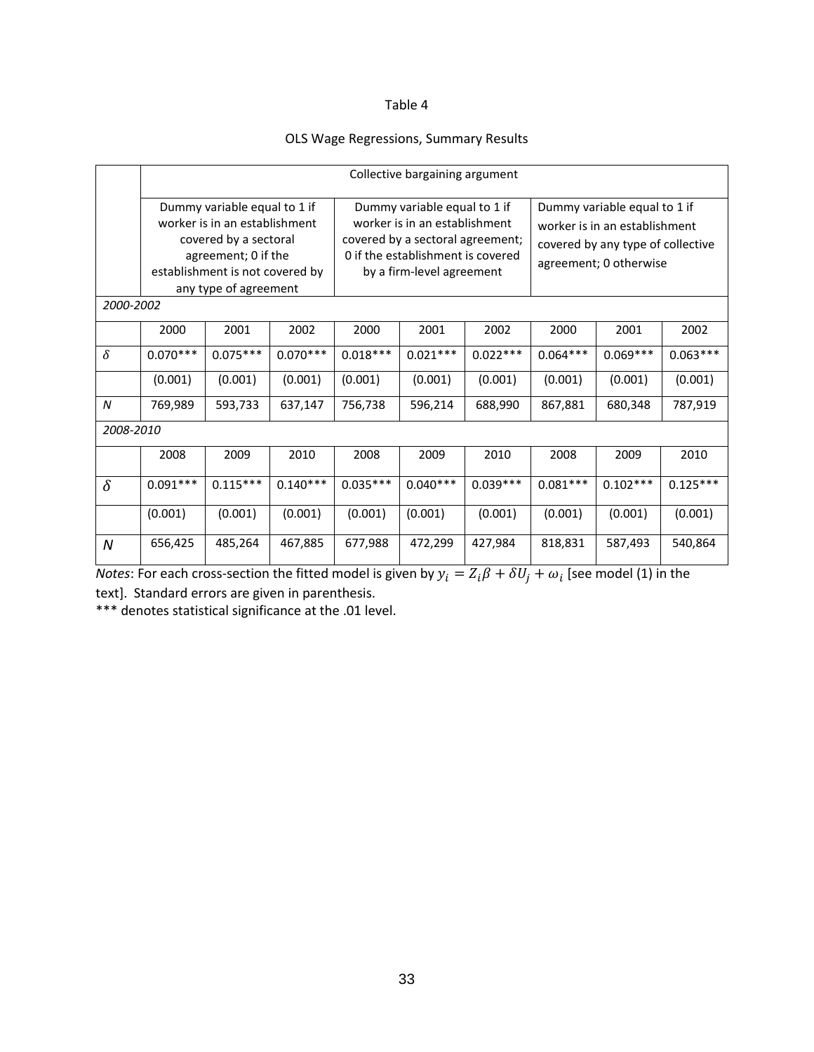Table 4

OLS Wage Regressions, Summary Results

| | Collective bargaining argument | | | | | | | | |
|---|---|---|---|---|---|---|---|---|---|
| | Dummy variable equal to 1 if worker is in an establishment covered by a sectoral agreement; 0 if the establishment is not covered by any type of agreement | | | Dummy variable equal to 1 if worker is in an establishment covered by a sectoral agreement; 0 if the establishment is covered by a firm-level agreement | | | Dummy variable equal to 1 if worker is in an establishment covered by any type of collective agreement; 0 otherwise | | |
| *2000-2002* | | | | | | | | | |
| | 2000 | 2001 | 2002 | 2000 | 2001 | 2002 | 2000 | 2001 | 2002 |
| $\delta$ | 0.070*** | 0.075*** | 0.070*** | 0.018*** | 0.021*** | 0.022*** | 0.064*** | 0.069*** | 0.063*** |
| | (0.001) | (0.001) | (0.001) | (0.001) | (0.001) | (0.001) | (0.001) | (0.001) | (0.001) |
| $N$ | 769,989 | 593,733 | 637,147 | 756,738 | 596,214 | 688,990 | 867,881 | 680,348 | 787,919 |
| *2008-2010* | | | | | | | | | |
| | 2008 | 2009 | 2010 | 2008 | 2009 | 2010 | 2008 | 2009 | 2010 |
| $\delta$ | 0.091*** | 0.115*** | 0.140*** | 0.035*** | 0.040*** | 0.039*** | 0.081*** | 0.102*** | 0.125*** |
| | (0.001) | (0.001) | (0.001) | (0.001) | (0.001) | (0.001) | (0.001) | (0.001) | (0.001) |
| $N$ | 656,425 | 485,264 | 467,885 | 677,988 | 472,299 | 427,984 | 818,831 | 587,493 | 540,864 |

*Notes*: For each cross-section the fitted model is given by $y_i = Z_i\beta + \delta U_j + \omega_i$ [see model (1) in the text]. Standard errors are given in parenthesis.
*** denotes statistical significance at the .01 level.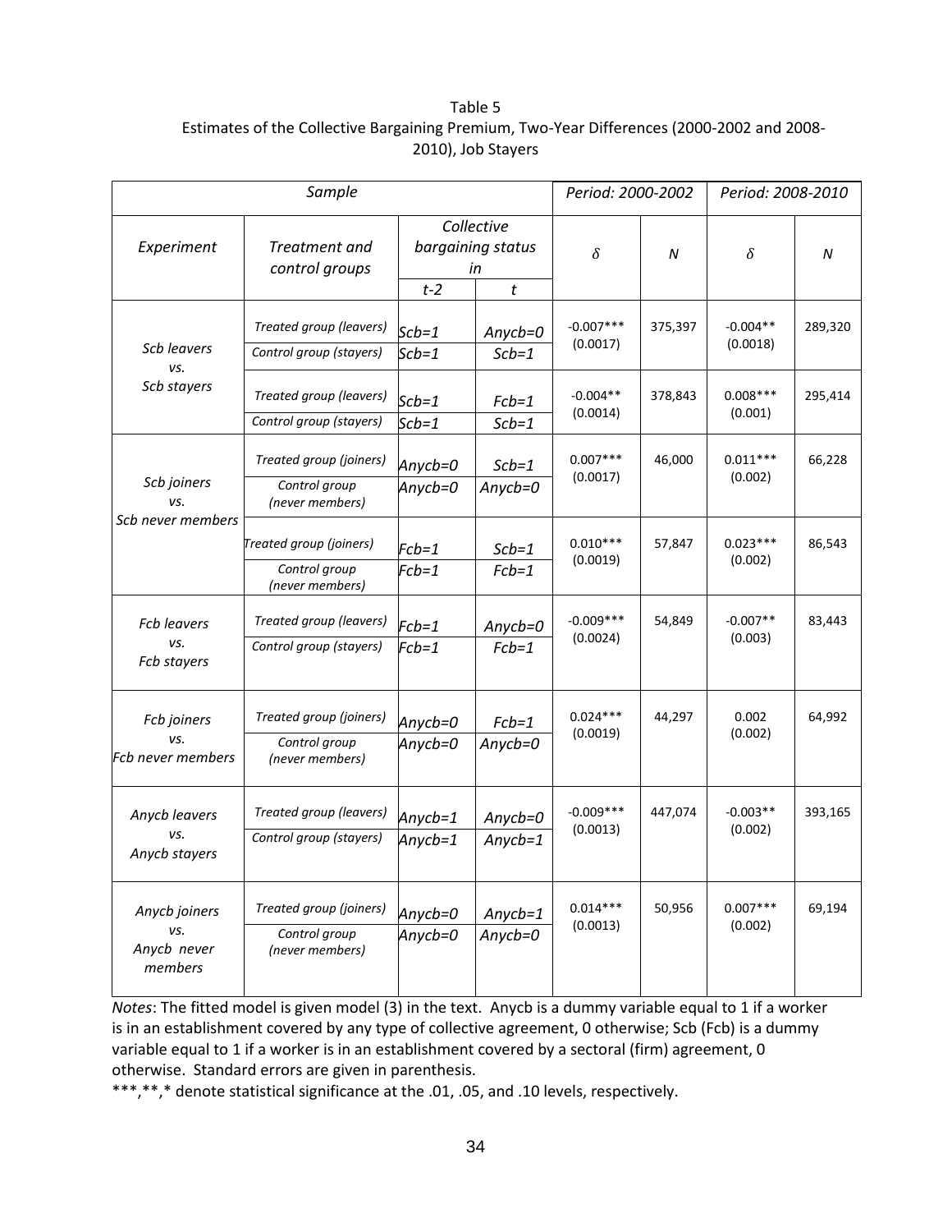Table 5

Estimates of the Collective Bargaining Premium, Two-Year Differences (2000-2002 and 2008-2010), Job Stayers

| *Sample* | | | | *Period: 2000-2002* | | *Period: 2008-2010* | |
|---|---|---|---|---|---|---|---|
| *Experiment* | *Treatment and control groups* | *Collective bargaining status in* | | $\delta$ | *N* | $\delta$ | *N* |
| | | *t-2* | *t* | | | | |
| *Scb leavers vs. Scb stayers* | *Treated group (leavers)* | *Scb=1* | *Anycb=0* | -0.007*** (0.0017) | 375,397 | -0.004** (0.0018) | 289,320 |
| | *Control group (stayers)* | *Scb=1* | *Scb=1* | | | | |
| | *Treated group (leavers)* | *Scb=1* | *Fcb=1* | -0.004** (0.0014) | 378,843 | 0.008*** (0.001) | 295,414 |
| | *Control group (stayers)* | *Scb=1* | *Scb=1* | | | | |
| *Scb joiners vs. Scb never members* | *Treated group (joiners)* | *Anycb=0* | *Scb=1* | 0.007*** (0.0017) | 46,000 | 0.011*** (0.002) | 66,228 |
| | *Control group (never members)* | *Anycb=0* | *Anycb=0* | | | | |
| | *Treated group (joiners)* | *Fcb=1* | *Scb=1* | 0.010*** (0.0019) | 57,847 | 0.023*** (0.002) | 86,543 |
| | *Control group (never members)* | *Fcb=1* | *Fcb=1* | | | | |
| *Fcb leavers vs. Fcb stayers* | *Treated group (leavers)* | *Fcb=1* | *Anycb=0* | -0.009*** (0.0024) | 54,849 | -0.007** (0.003) | 83,443 |
| | *Control group (stayers)* | *Fcb=1* | *Fcb=1* | | | | |
| *Fcb joiners vs. Fcb never members* | *Treated group (joiners)* | *Anycb=0* | *Fcb=1* | 0.024*** (0.0019) | 44,297 | 0.002 (0.002) | 64,992 |
| | *Control group (never members)* | *Anycb=0* | *Anycb=0* | | | | |
| *Anycb leavers vs. Anycb stayers* | *Treated group (leavers)* | *Anycb=1* | *Anycb=0* | -0.009*** (0.0013) | 447,074 | -0.003** (0.002) | 393,165 |
| | *Control group (stayers)* | *Anycb=1* | *Anycb=1* | | | | |
| *Anycb joiners vs. Anycb never members* | *Treated group (joiners)* | *Anycb=0* | *Anycb=1* | 0.014*** (0.0013) | 50,956 | 0.007*** (0.002) | 69,194 |
| | *Control group (never members)* | *Anycb=0* | *Anycb=0* | | | | |

*Notes*: The fitted model is given model (3) in the text. Anycb is a dummy variable equal to 1 if a worker is in an establishment covered by any type of collective agreement, 0 otherwise; Scb (Fcb) is a dummy variable equal to 1 if a worker is in an establishment covered by a sectoral (firm) agreement, 0 otherwise. Standard errors are given in parenthesis.

***,**,* denote statistical significance at the .01, .05, and .10 levels, respectively.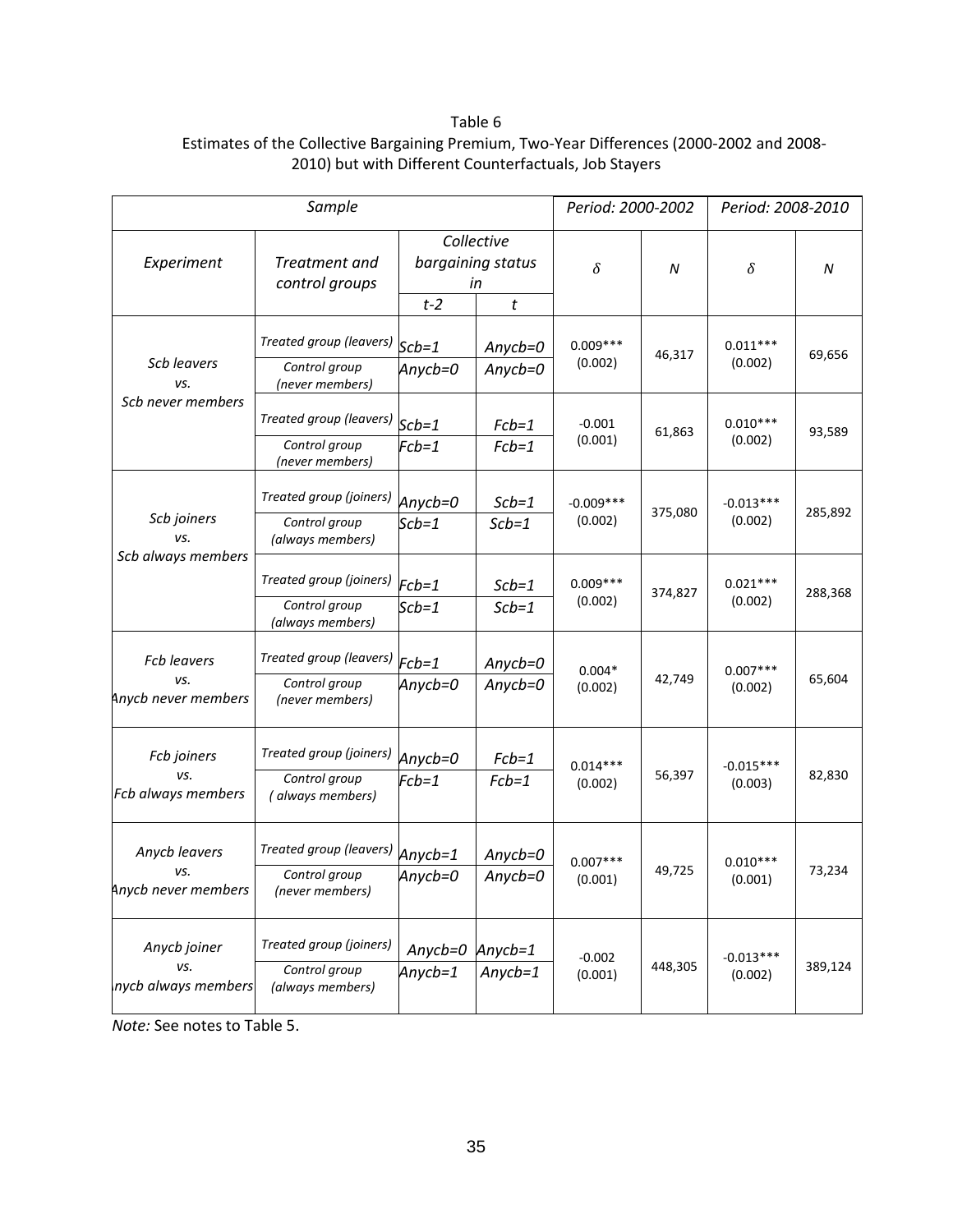Table 6

Estimates of the Collective Bargaining Premium, Two-Year Differences (2000-2002 and 2008-2010) but with Different Counterfactuals, Job Stayers

| *Sample* | | | | *Period: 2000-2002* | | *Period: 2008-2010* | |
|---|---|---|---|---|---|---|---|
| *Experiment* | *Treatment and control groups* | *Collective bargaining status in* | | $\delta$ | *N* | $\delta$ | *N* |
| | | *t-2* | *t* | | | | |
| *Scb leavers vs. Scb never members* | *Treated group (leavers)* | *Scb=1* | *Anycb=0* | 0.009*** (0.002) | 46,317 | 0.011*** (0.002) | 69,656 |
| | *Control group (never members)* | *Anycb=0* | *Anycb=0* | | | | |
| | *Treated group (leavers)* | *Scb=1* | *Fcb=1* | -0.001 (0.001) | 61,863 | 0.010*** (0.002) | 93,589 |
| | *Control group (never members)* | *Fcb=1* | *Fcb=1* | | | | |
| *Scb joiners vs. Scb always members* | *Treated group (joiners)* | *Anycb=0* | *Scb=1* | -0.009*** (0.002) | 375,080 | -0.013*** (0.002) | 285,892 |
| | *Control group (always members)* | *Scb=1* | *Scb=1* | | | | |
| | *Treated group (joiners)* | *Fcb=1* | *Scb=1* | 0.009*** (0.002) | 374,827 | 0.021*** (0.002) | 288,368 |
| | *Control group (always members)* | *Scb=1* | *Scb=1* | | | | |
| *Fcb leavers vs. Anycb never members* | *Treated group (leavers)* | *Fcb=1* | *Anycb=0* | 0.004* (0.002) | 42,749 | 0.007*** (0.002) | 65,604 |
| | *Control group (never members)* | *Anycb=0* | *Anycb=0* | | | | |
| *Fcb joiners vs. Fcb always members* | *Treated group (joiners)* | *Anycb=0* | *Fcb=1* | 0.014*** (0.002) | 56,397 | -0.015*** (0.003) | 82,830 |
| | *Control group (always members)* | *Fcb=1* | *Fcb=1* | | | | |
| *Anycb leavers vs. Anycb never members* | *Treated group (leavers)* | *Anycb=1* | *Anycb=0* | 0.007*** (0.001) | 49,725 | 0.010*** (0.001) | 73,234 |
| | *Control group (never members)* | *Anycb=0* | *Anycb=0* | | | | |
| *Anycb joiner vs. Anycb always members* | *Treated group (joiners)* | *Anycb=0* | *Anycb=1* | -0.002 (0.001) | 448,305 | -0.013*** (0.002) | 389,124 |
| | *Control group (always members)* | *Anycb=1* | *Anycb=1* | | | | |

*Note:* See notes to Table 5.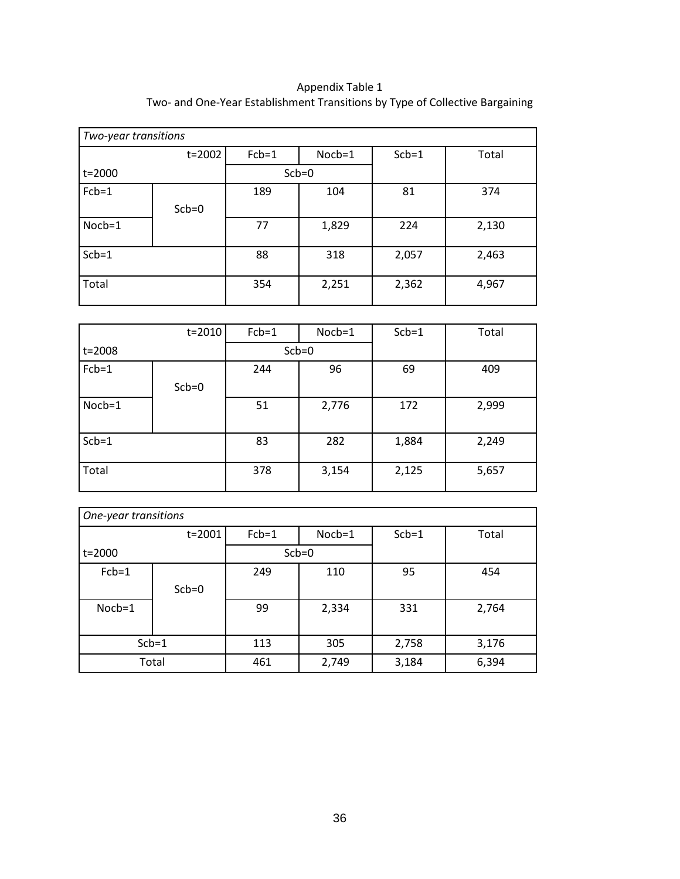Appendix Table 1

Two- and One-Year Establishment Transitions by Type of Collective Bargaining

*Two-year transitions*

| t=2000 \ t=2002 | | Fcb=1 | Nocb=1 | Scb=1 | Total |
|---|---|---|---|---|---|
| | | Scb=0 | | | |
| Fcb=1 | Scb=0 | 189 | 104 | 81 | 374 |
| Nocb=1 | | 77 | 1,829 | 224 | 2,130 |
| Scb=1 | | 88 | 318 | 2,057 | 2,463 |
| Total | | 354 | 2,251 | 2,362 | 4,967 |

| t=2008 \ t=2010 | | Fcb=1 | Nocb=1 | Scb=1 | Total |
|---|---|---|---|---|---|
| | | Scb=0 | | | |
| Fcb=1 | Scb=0 | 244 | 96 | 69 | 409 |
| Nocb=1 | | 51 | 2,776 | 172 | 2,999 |
| Scb=1 | | 83 | 282 | 1,884 | 2,249 |
| Total | | 378 | 3,154 | 2,125 | 5,657 |

*One-year transitions*

| t=2000 \ t=2001 | | Fcb=1 | Nocb=1 | Scb=1 | Total |
|---|---|---|---|---|---|
| | | Scb=0 | | | |
| Fcb=1 | Scb=0 | 249 | 110 | 95 | 454 |
| Nocb=1 | | 99 | 2,334 | 331 | 2,764 |
| Scb=1 | | 113 | 305 | 2,758 | 3,176 |
| Total | | 461 | 2,749 | 3,184 | 6,394 |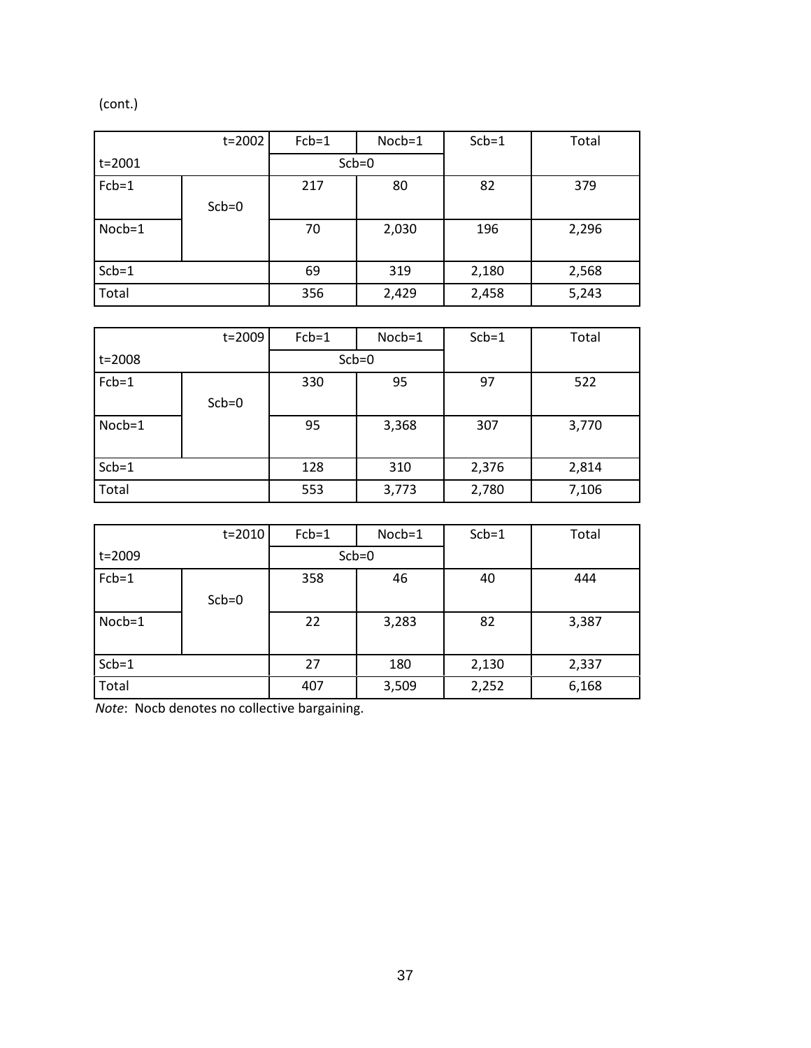(cont.)

| t=2001 \ t=2002 | | Fcb=1 | Nocb=1 | Scb=1 | Total |
|---|---|---|---|---|---|
| | | Scb=0 | | | |
| Fcb=1 | Scb=0 | 217 | 80 | 82 | 379 |
| Nocb=1 | | 70 | 2,030 | 196 | 2,296 |
| Scb=1 | | 69 | 319 | 2,180 | 2,568 |
| Total | | 356 | 2,429 | 2,458 | 5,243 |

| t=2008 \ t=2009 | | Fcb=1 | Nocb=1 | Scb=1 | Total |
|---|---|---|---|---|---|
| | | Scb=0 | | | |
| Fcb=1 | Scb=0 | 330 | 95 | 97 | 522 |
| Nocb=1 | | 95 | 3,368 | 307 | 3,770 |
| Scb=1 | | 128 | 310 | 2,376 | 2,814 |
| Total | | 553 | 3,773 | 2,780 | 7,106 |

| t=2009 \ t=2010 | | Fcb=1 | Nocb=1 | Scb=1 | Total |
|---|---|---|---|---|---|
| | | Scb=0 | | | |
| Fcb=1 | Scb=0 | 358 | 46 | 40 | 444 |
| Nocb=1 | | 22 | 3,283 | 82 | 3,387 |
| Scb=1 | | 27 | 180 | 2,130 | 2,337 |
| Total | | 407 | 3,509 | 2,252 | 6,168 |

*Note*: Nocb denotes no collective bargaining.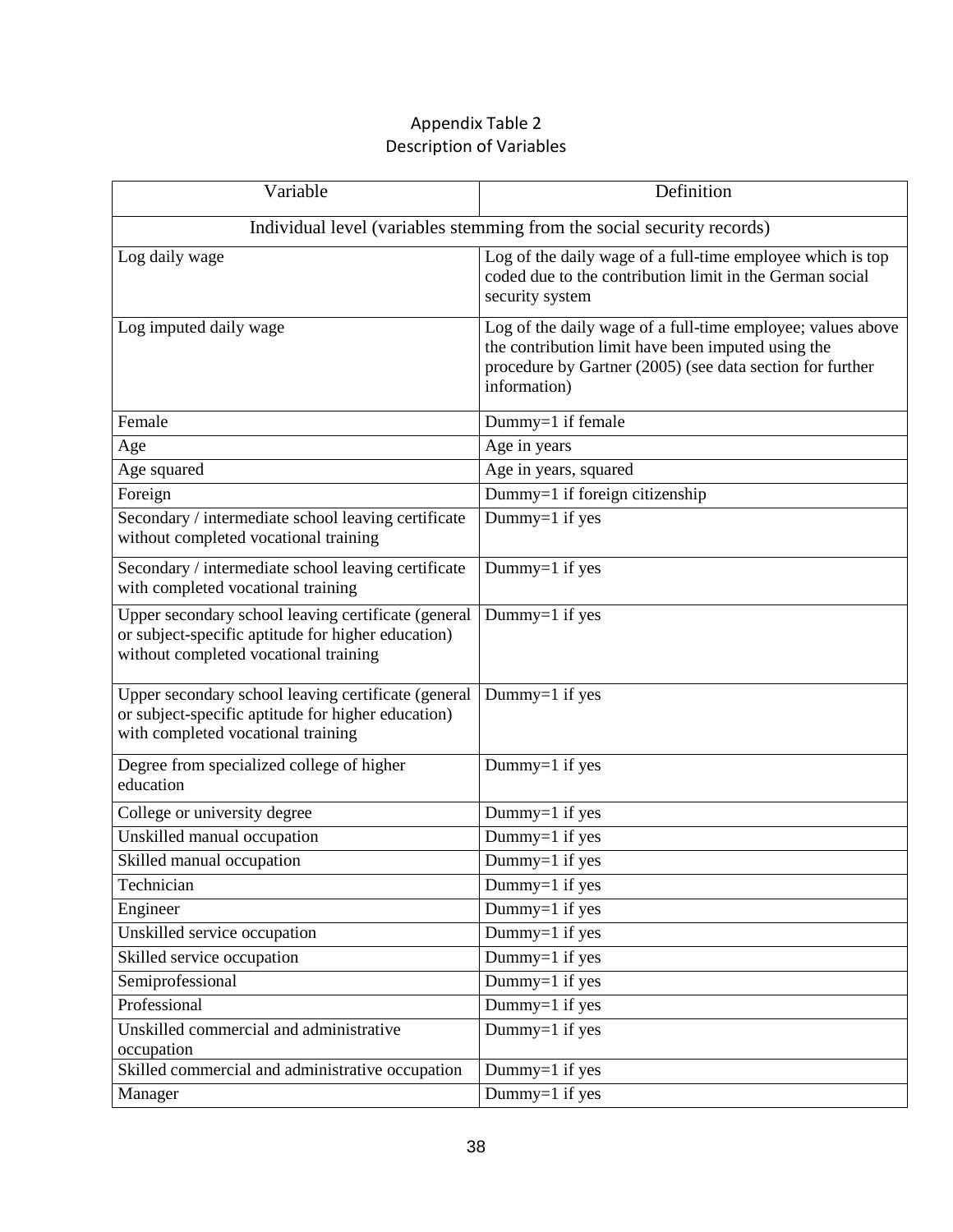Appendix Table 2
Description of Variables

| Variable | Definition |
|---|---|
| Individual level (variables stemming from the social security records) | |
| Log daily wage | Log of the daily wage of a full-time employee which is top coded due to the contribution limit in the German social security system |
| Log imputed daily wage | Log of the daily wage of a full-time employee; values above the contribution limit have been imputed using the procedure by Gartner (2005) (see data section for further information) |
| Female | Dummy=1 if female |
| Age | Age in years |
| Age squared | Age in years, squared |
| Foreign | Dummy=1 if foreign citizenship |
| Secondary / intermediate school leaving certificate without completed vocational training | Dummy=1 if yes |
| Secondary / intermediate school leaving certificate with completed vocational training | Dummy=1 if yes |
| Upper secondary school leaving certificate (general or subject-specific aptitude for higher education) without completed vocational training | Dummy=1 if yes |
| Upper secondary school leaving certificate (general or subject-specific aptitude for higher education) with completed vocational training | Dummy=1 if yes |
| Degree from specialized college of higher education | Dummy=1 if yes |
| College or university degree | Dummy=1 if yes |
| Unskilled manual occupation | Dummy=1 if yes |
| Skilled manual occupation | Dummy=1 if yes |
| Technician | Dummy=1 if yes |
| Engineer | Dummy=1 if yes |
| Unskilled service occupation | Dummy=1 if yes |
| Skilled service occupation | Dummy=1 if yes |
| Semiprofessional | Dummy=1 if yes |
| Professional | Dummy=1 if yes |
| Unskilled commercial and administrative occupation | Dummy=1 if yes |
| Skilled commercial and administrative occupation | Dummy=1 if yes |
| Manager | Dummy=1 if yes |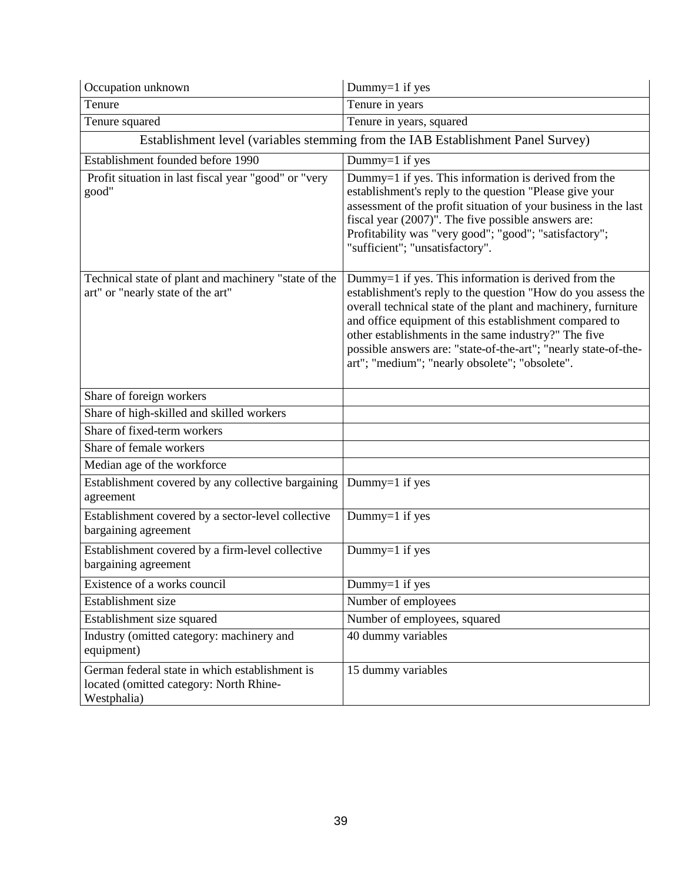| Occupation unknown | Dummy=1 if yes |
| --- | --- |
| Tenure | Tenure in years |
| Tenure squared | Tenure in years, squared |
| Establishment level (variables stemming from the IAB Establishment Panel Survey) | |
| Establishment founded before 1990 | Dummy=1 if yes |
| Profit situation in last fiscal year "good" or "very good" | Dummy=1 if yes. This information is derived from the establishment's reply to the question "Please give your assessment of the profit situation of your business in the last fiscal year (2007)". The five possible answers are: Profitability was "very good"; "good"; "satisfactory"; "sufficient"; "unsatisfactory". |
| Technical state of plant and machinery "state of the art" or "nearly state of the art" | Dummy=1 if yes. This information is derived from the establishment's reply to the question "How do you assess the overall technical state of the plant and machinery, furniture and office equipment of this establishment compared to other establishments in the same industry?" The five possible answers are: "state-of-the-art"; "nearly state-of-the-art"; "medium"; "nearly obsolete"; "obsolete". |
| Share of foreign workers | |
| Share of high-skilled and skilled workers | |
| Share of fixed-term workers | |
| Share of female workers | |
| Median age of the workforce | |
| Establishment covered by any collective bargaining agreement | Dummy=1 if yes |
| Establishment covered by a sector-level collective bargaining agreement | Dummy=1 if yes |
| Establishment covered by a firm-level collective bargaining agreement | Dummy=1 if yes |
| Existence of a works council | Dummy=1 if yes |
| Establishment size | Number of employees |
| Establishment size squared | Number of employees, squared |
| Industry (omitted category: machinery and equipment) | 40 dummy variables |
| German federal state in which establishment is located (omitted category: North Rhine-Westphalia) | 15 dummy variables |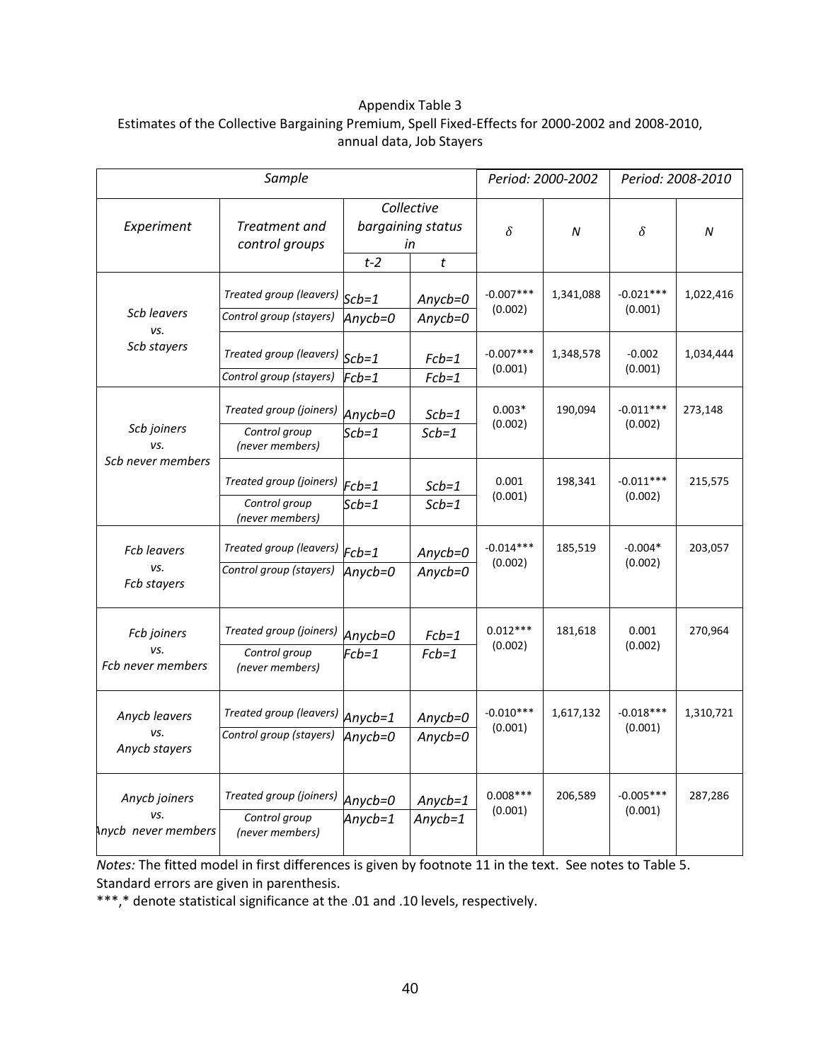Appendix Table 3

Estimates of the Collective Bargaining Premium, Spell Fixed-Effects for 2000-2002 and 2008-2010, annual data, Job Stayers

| *Sample* | | | | *Period: 2000-2002* | | *Period: 2008-2010* | |
|---|---|---|---|---|---|---|---|
| *Experiment* | *Treatment and control groups* | *Collective bargaining status in* | | $\delta$ | *N* | $\delta$ | *N* |
| | | *t-2* | *t* | | | | |
| *Scb leavers vs. Scb stayers* | *Treated group (leavers)* | *Scb=1* | *Anycb=0* | -0.007*** (0.002) | 1,341,088 | -0.021*** (0.001) | 1,022,416 |
| | *Control group (stayers)* | *Anycb=0* | *Anycb=0* | | | | |
| | *Treated group (leavers)* | *Scb=1* | *Fcb=1* | -0.007*** (0.001) | 1,348,578 | -0.002 (0.001) | 1,034,444 |
| | *Control group (stayers)* | *Fcb=1* | *Fcb=1* | | | | |
| *Scb joiners vs. Scb never members* | *Treated group (joiners)* | *Anycb=0* | *Scb=1* | 0.003* (0.002) | 190,094 | -0.011*** (0.002) | 273,148 |
| | *Control group (never members)* | *Scb=1* | *Scb=1* | | | | |
| | *Treated group (joiners)* | *Fcb=1* | *Scb=1* | 0.001 (0.001) | 198,341 | -0.011*** (0.002) | 215,575 |
| | *Control group (never members)* | *Scb=1* | *Scb=1* | | | | |
| *Fcb leavers vs. Fcb stayers* | *Treated group (leavers)* | *Fcb=1* | *Anycb=0* | -0.014*** (0.002) | 185,519 | -0.004* (0.002) | 203,057 |
| | *Control group (stayers)* | *Anycb=0* | *Anycb=0* | | | | |
| *Fcb joiners vs. Fcb never members* | *Treated group (joiners)* | *Anycb=0* | *Fcb=1* | 0.012*** (0.002) | 181,618 | 0.001 (0.002) | 270,964 |
| | *Control group (never members)* | *Fcb=1* | *Fcb=1* | | | | |
| *Anycb leavers vs. Anycb stayers* | *Treated group (leavers)* | *Anycb=1* | *Anycb=0* | -0.010*** (0.001) | 1,617,132 | -0.018*** (0.001) | 1,310,721 |
| | *Control group (stayers)* | *Anycb=0* | *Anycb=0* | | | | |
| *Anycb joiners vs. Anycb never members* | *Treated group (joiners)* | *Anycb=0* | *Anycb=1* | 0.008*** (0.001) | 206,589 | -0.005*** (0.001) | 287,286 |
| | *Control group (never members)* | *Anycb=1* | *Anycb=1* | | | | |

*Notes:* The fitted model in first differences is given by footnote 11 in the text. See notes to Table 5. Standard errors are given in parenthesis.

***,* denote statistical significance at the .01 and .10 levels, respectively.